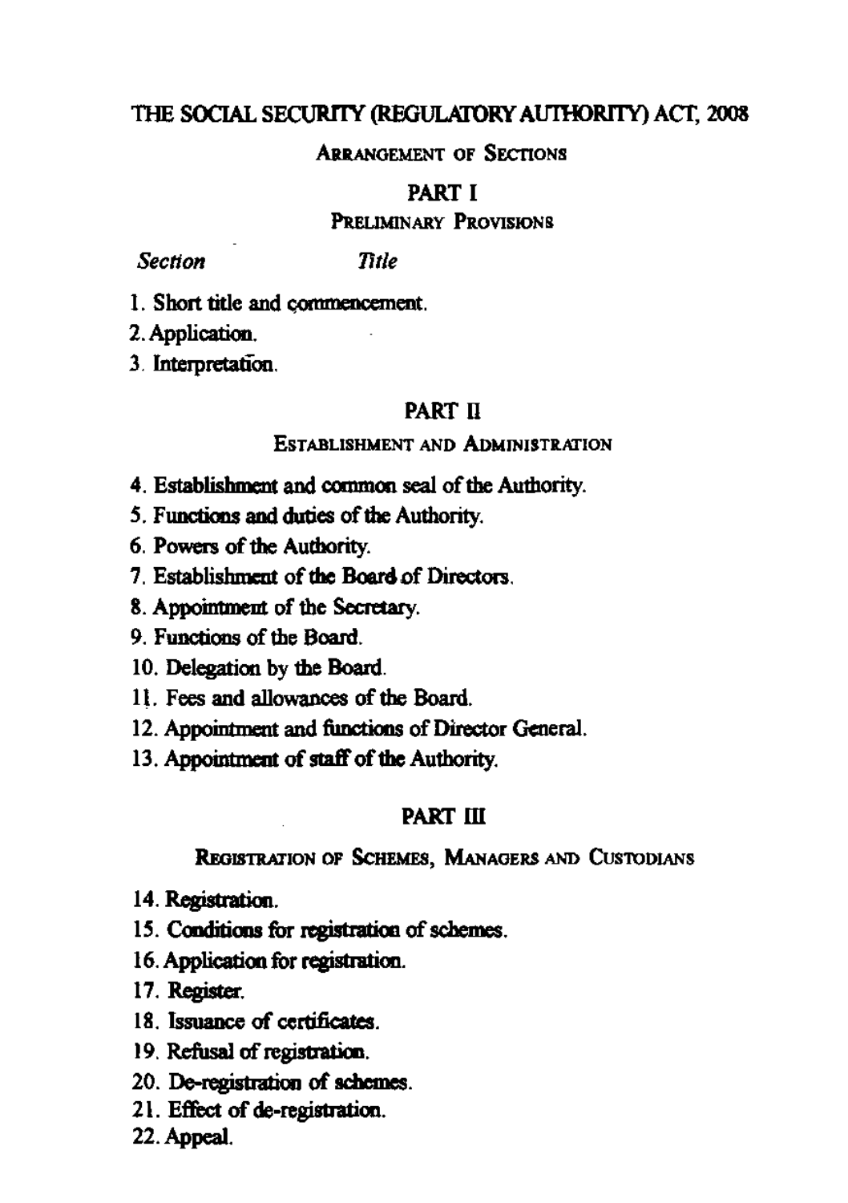# THE SOCIAL SECURITY (REGULATORY AUTHORITY) ACT, 2008

## ARRANGEMENT OF SECTIONS

### PART I

#### PRELIMINARY PROVISIONS

*Section* *Title*

1. Short title and commencement.
2. Application.
3. Interpretation.

### PART II

#### ESTABLISHMENT AND ADMINISTRATION

4. Establishment and common seal of the Authority.
5. Functions and duties of the Authority.
6. Powers of the Authority.
7. Establishment of the Board of Directors.
8. Appointment of the Secretary.
9. Functions of the Board.
10. Delegation by the Board.
11. Fees and allowances of the Board.
12. Appointment and functions of Director General.
13. Appointment of staff of the Authority.

### PART III

#### REGISTRATION OF SCHEMES, MANAGERS AND CUSTODIANS

14. Registration.
15. Conditions for registration of schemes.
16. Application for registration.
17. Register.
18. Issuance of certificates.
19. Refusal of registration.
20. De-registration of schemes.
21. Effect of de-registration.
22. Appeal.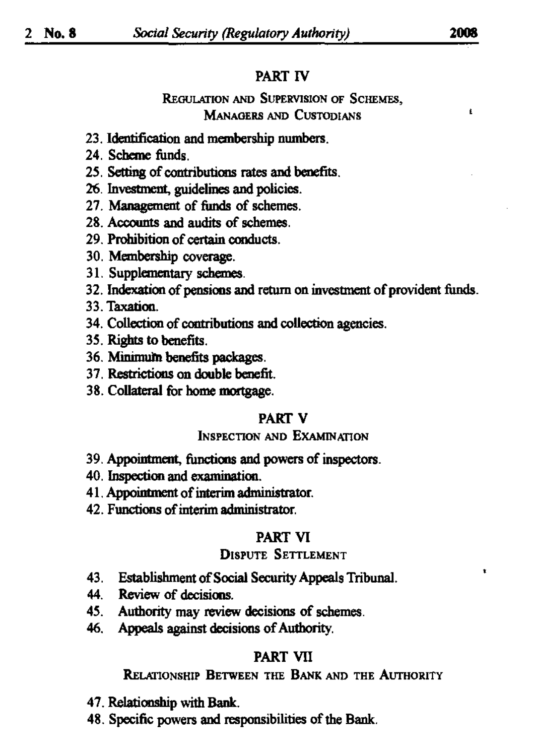## PART IV

### REGULATION AND SUPERVISION OF SCHEMES, MANAGERS AND CUSTODIANS

23. Identification and membership numbers.
24. Scheme funds.
25. Setting of contributions rates and benefits.
26. Investment, guidelines and policies.
27. Management of funds of schemes.
28. Accounts and audits of schemes.
29. Prohibition of certain conducts.
30. Membership coverage.
31. Supplementary schemes.
32. Indexation of pensions and return on investment of provident funds.
33. Taxation.
34. Collection of contributions and collection agencies.
35. Rights to benefits.
36. Minimum benefits packages.
37. Restrictions on double benefit.
38. Collateral for home mortgage.

## PART V

### INSPECTION AND EXAMINATION

39. Appointment, functions and powers of inspectors.
40. Inspection and examination.
41. Appointment of interim administrator.
42. Functions of interim administrator.

## PART VI

### DISPUTE SETTLEMENT

43. Establishment of Social Security Appeals Tribunal.
44. Review of decisions.
45. Authority may review decisions of schemes.
46. Appeals against decisions of Authority.

## PART VII

### RELATIONSHIP BETWEEN THE BANK AND THE AUTHORITY

47. Relationship with Bank.
48. Specific powers and responsibilities of the Bank.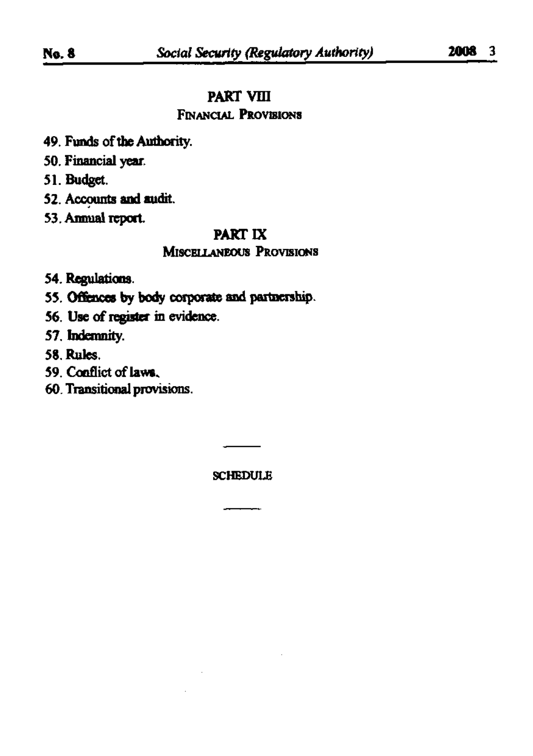## PART VIII

### FINANCIAL PROVISIONS

49. Funds of the Authority.
50. Financial year.
51. Budget.
52. Accounts and audit.
53. Annual report.

## PART IX

### MISCELLANEOUS PROVISIONS

54. Regulations.
55. Offences by body corporate and partnership.
56. Use of register in evidence.
57. Indemnity.
58. Rules.
59. Conflict of laws.
60. Transitional provisions.

---

SCHEDULE

---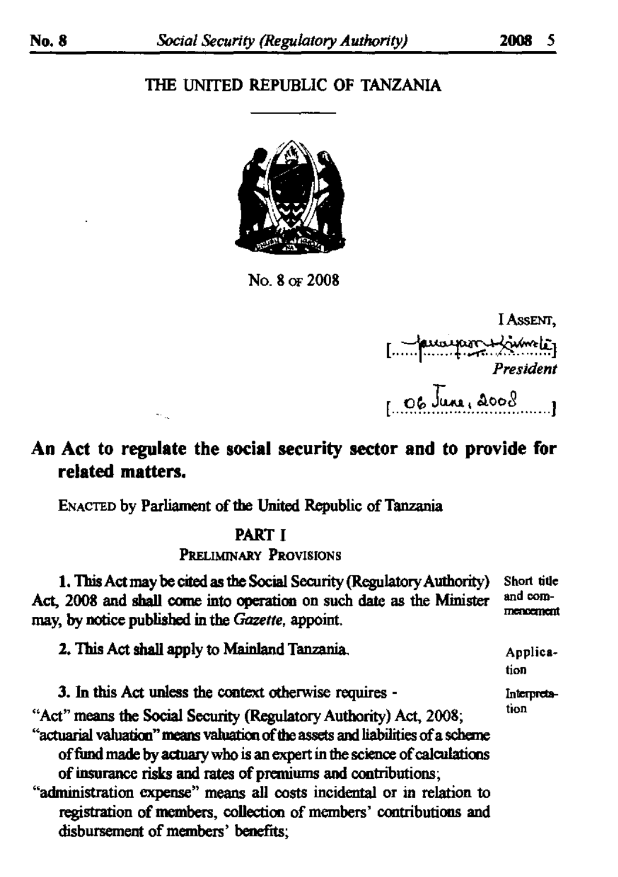THE UNITED REPUBLIC OF TANZANIA

No. 8 OF 2008

I ASSENT,

[..................]
*President*

[ 06 June, 2008 ]

## An Act to regulate the social security sector and to provide for related matters.

ENACTED by Parliament of the United Republic of Tanzania

### PART I
### PRELIMINARY PROVISIONS

Short title and commencement

**1.** This Act may be cited as the Social Security (Regulatory Authority) Act, 2008 and shall come into operation on such date as the Minister may, by notice published in the *Gazette*, appoint.

Application

**2.** This Act shall apply to Mainland Tanzania.

Interpretation

**3.** In this Act unless the context otherwise requires -

"Act" means the Social Security (Regulatory Authority) Act, 2008;

"actuarial valuation" means valuation of the assets and liabilities of a scheme of fund made by actuary who is an expert in the science of calculations of insurance risks and rates of premiums and contributions;

"administration expense" means all costs incidental or in relation to registration of members, collection of members' contributions and disbursement of members' benefits;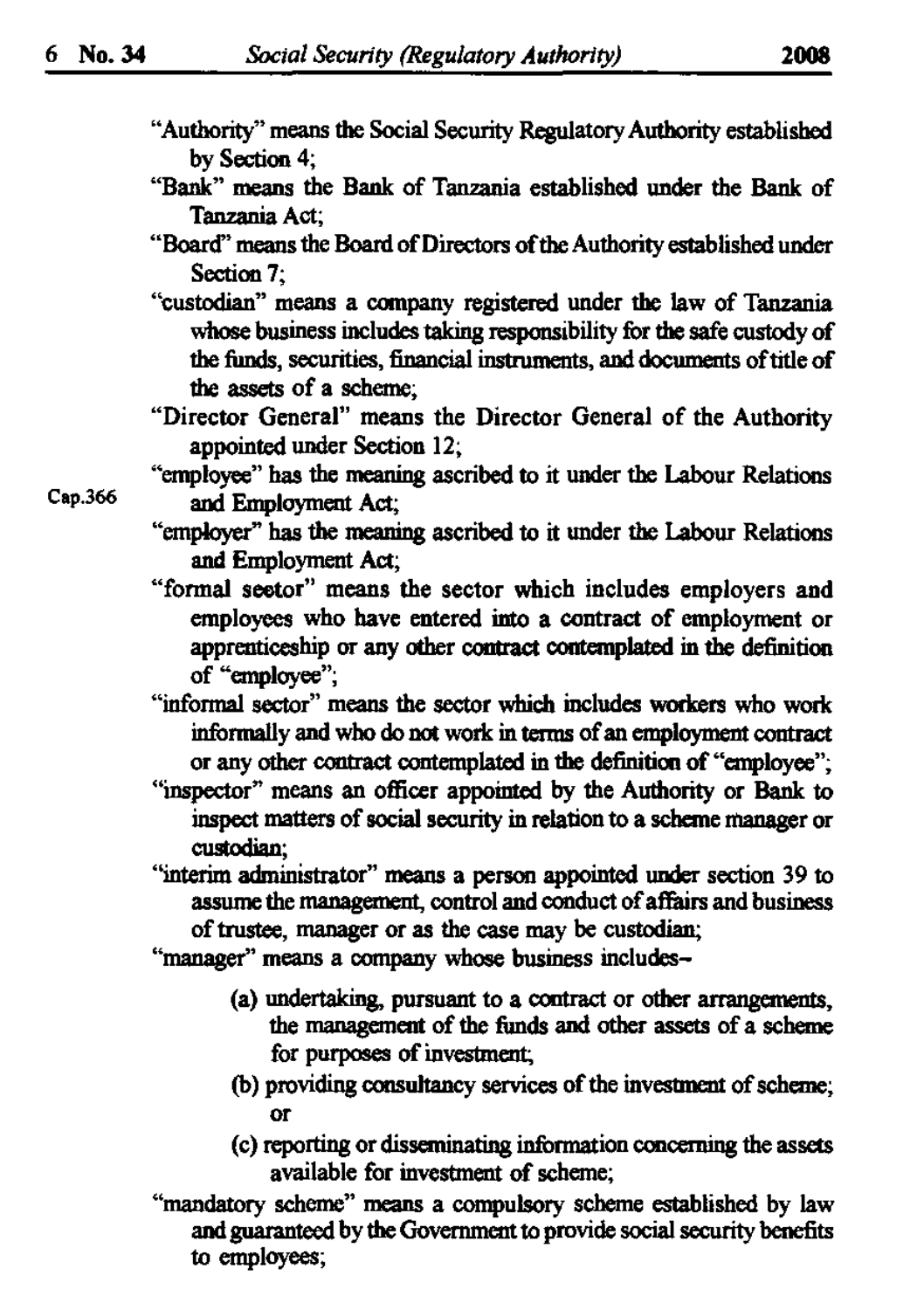"Authority" means the Social Security Regulatory Authority established by Section 4;

"Bank" means the Bank of Tanzania established under the Bank of Tanzania Act;

"Board" means the Board of Directors of the Authority established under Section 7;

"custodian" means a company registered under the law of Tanzania whose business includes taking responsibility for the safe custody of the funds, securities, financial instruments, and documents of title of the assets of a scheme;

"Director General" means the Director General of the Authority appointed under Section 12;

Cap.366

"employee" has the meaning ascribed to it under the Labour Relations and Employment Act;

"employer" has the meaning ascribed to it under the Labour Relations and Employment Act;

"formal seetor" means the sector which includes employers and employees who have entered into a contract of employment or apprenticeship or any other contract contemplated in the definition of "employee";

"informal sector" means the sector which includes workers who work informally and who do not work in terms of an employment contract or any other contract contemplated in the definition of "employee";

"inspector" means an officer appointed by the Authority or Bank to inspect matters of social security in relation to a scheme manager or custodian;

"interim administrator" means a person appointed under section 39 to assume the management, control and conduct of affairs and business of trustee, manager or as the case may be custodian;

"manager" means a company whose business includes–

(a) undertaking, pursuant to a contract or other arrangements, the management of the funds and other assets of a scheme for purposes of investment;

(b) providing consultancy services of the investment of scheme; or

(c) reporting or disseminating information concerning the assets available for investment of scheme;

"mandatory scheme" means a compulsory scheme established by law and guaranteed by the Government to provide social security benefits to employees;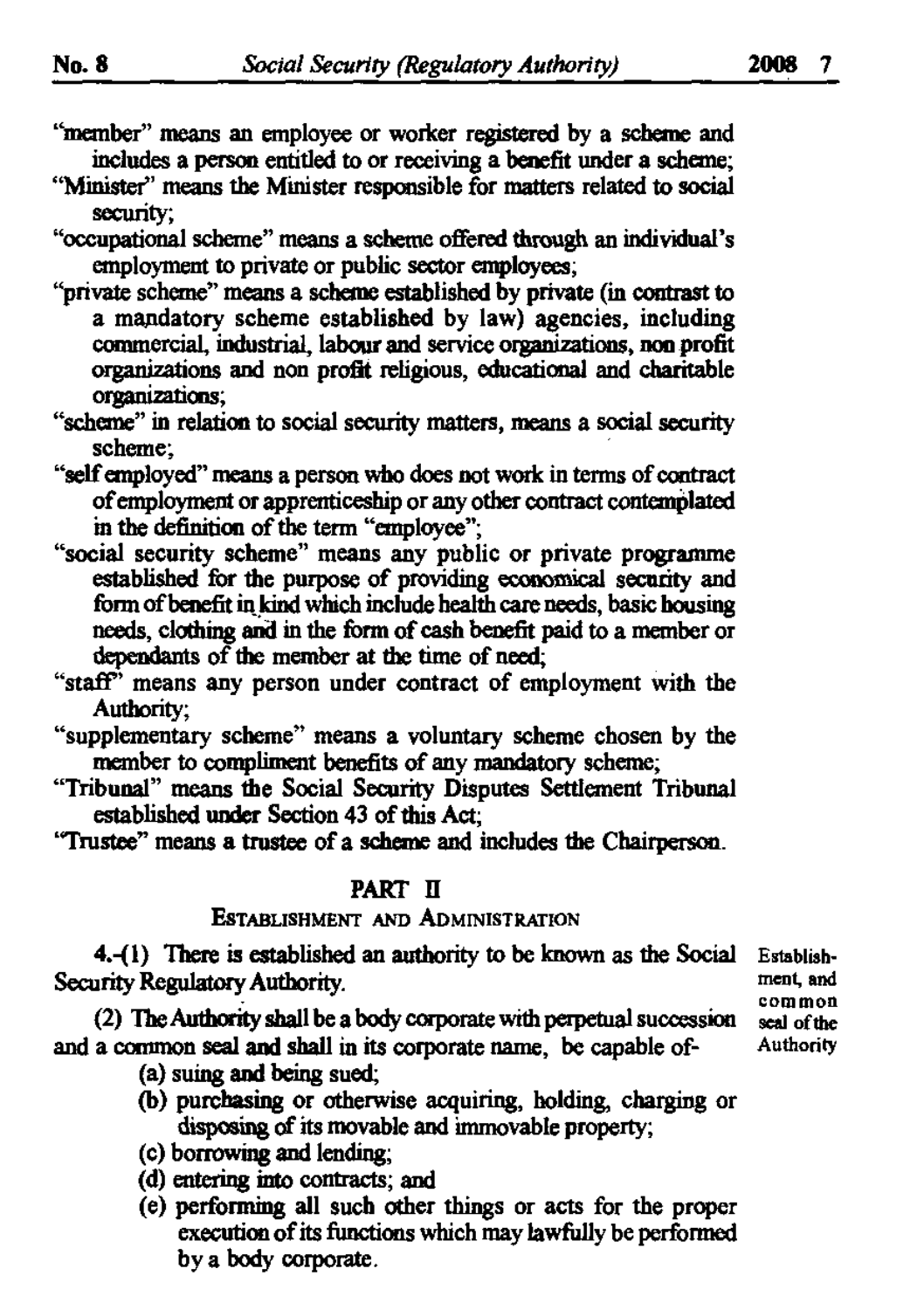"member" means an employee or worker registered by a scheme and includes a person entitled to or receiving a benefit under a scheme;

"Minister" means the Minister responsible for matters related to social security;

"occupational scheme" means a scheme offered through an individual's employment to private or public sector employees;

"private scheme" means a scheme established by private (in contrast to a mandatory scheme established by law) agencies, including commercial, industrial, labour and service organizations, non profit organizations and non profit religious, educational and charitable organizations;

"scheme" in relation to social security matters, means a social security scheme;

"self employed" means a person who does not work in terms of contract of employment or apprenticeship or any other contract contemplated in the definition of the term "employee";

"social security scheme" means any public or private programme established for the purpose of providing economical security and form of benefit in kind which include health care needs, basic housing needs, clothing and in the form of cash benefit paid to a member or dependants of the member at the time of need;

"staff" means any person under contract of employment with the Authority;

"supplementary scheme" means a voluntary scheme chosen by the member to compliment benefits of any mandatory scheme;

"Tribunal" means the Social Security Disputes Settlement Tribunal established under Section 43 of this Act;

"Trustee" means a trustee of a scheme and includes the Chairperson.

## PART II

### ESTABLISHMENT AND ADMINISTRATION

*Establishment, and common seal of the Authority*

4.-(1) There is established an authority to be known as the Social Security Regulatory Authority.

(2) The Authority shall be a body corporate with perpetual succession and a common seal and shall in its corporate name, be capable of-

(a) suing and being sued;

(b) purchasing or otherwise acquiring, holding, charging or disposing of its movable and immovable property;

(c) borrowing and lending;

(d) entering into contracts; and

(e) performing all such other things or acts for the proper execution of its functions which may lawfully be performed by a body corporate.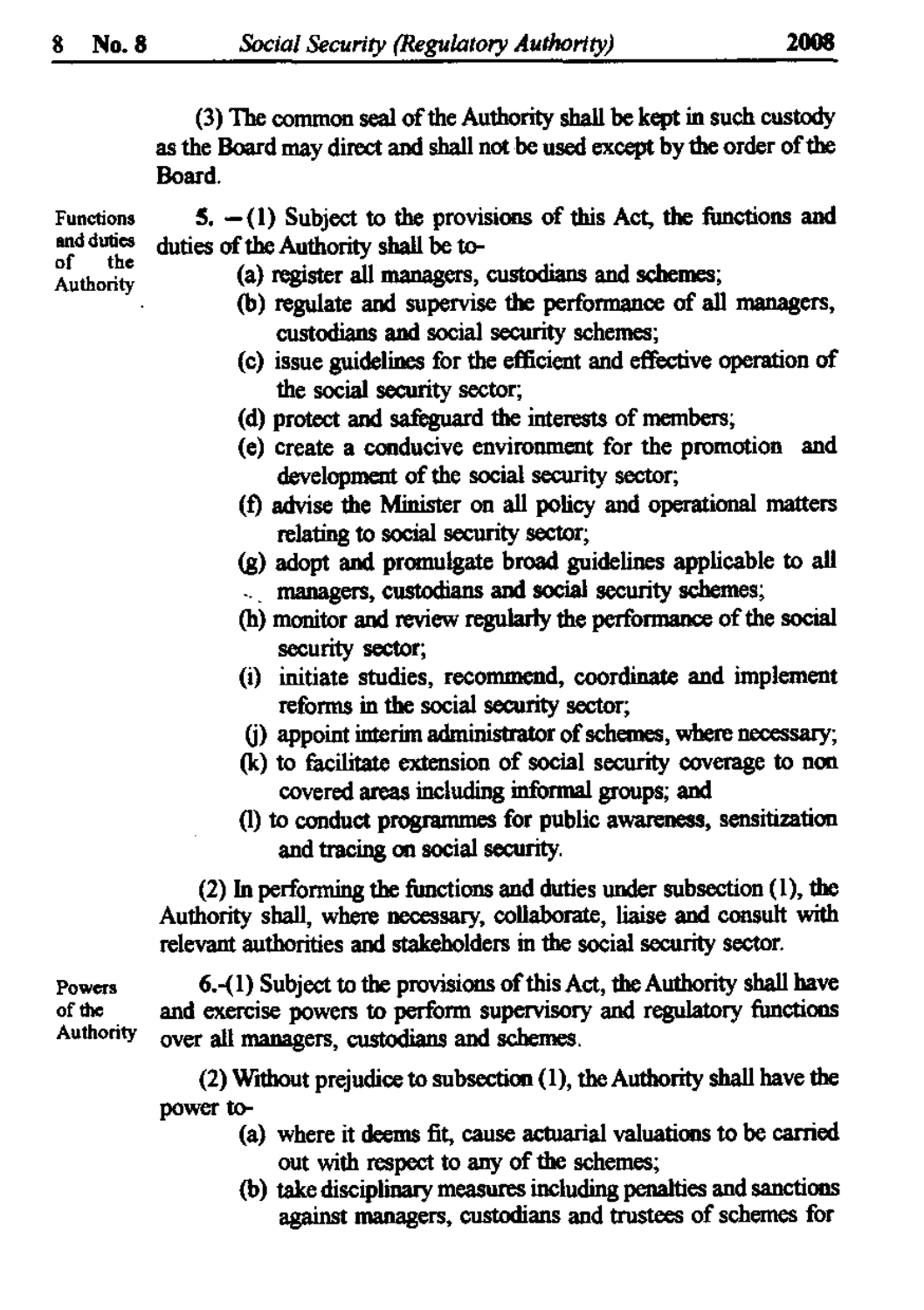(3) The common seal of the Authority shall be kept in such custody as the Board may direct and shall not be used except by the order of the Board.

**Functions and duties of the Authority**

5. —(1) Subject to the provisions of this Act, the functions and duties of the Authority shall be to-

(a) register all managers, custodians and schemes;

(b) regulate and supervise the performance of all managers, custodians and social security schemes;

(c) issue guidelines for the efficient and effective operation of the social security sector;

(d) protect and safeguard the interests of members;

(e) create a conducive environment for the promotion and development of the social security sector;

(f) advise the Minister on all policy and operational matters relating to social security sector;

(g) adopt and promulgate broad guidelines applicable to all managers, custodians and social security schemes;

(h) monitor and review regularly the performance of the social security sector;

(i) initiate studies, recommend, coordinate and implement reforms in the social security sector;

(j) appoint interim administrator of schemes, where necessary;

(k) to facilitate extension of social security coverage to non covered areas including informal groups; and

(l) to conduct programmes for public awareness, sensitization and tracing on social security.

(2) In performing the functions and duties under subsection (1), the Authority shall, where necessary, collaborate, liaise and consult with relevant authorities and stakeholders in the social security sector.

**Powers of the Authority**

6.-(1) Subject to the provisions of this Act, the Authority shall have and exercise powers to perform supervisory and regulatory functions over all managers, custodians and schemes.

(2) Without prejudice to subsection (1), the Authority shall have the power to-

(a) where it deems fit, cause actuarial valuations to be carried out with respect to any of the schemes;

(b) take disciplinary measures including penalties and sanctions against managers, custodians and trustees of schemes for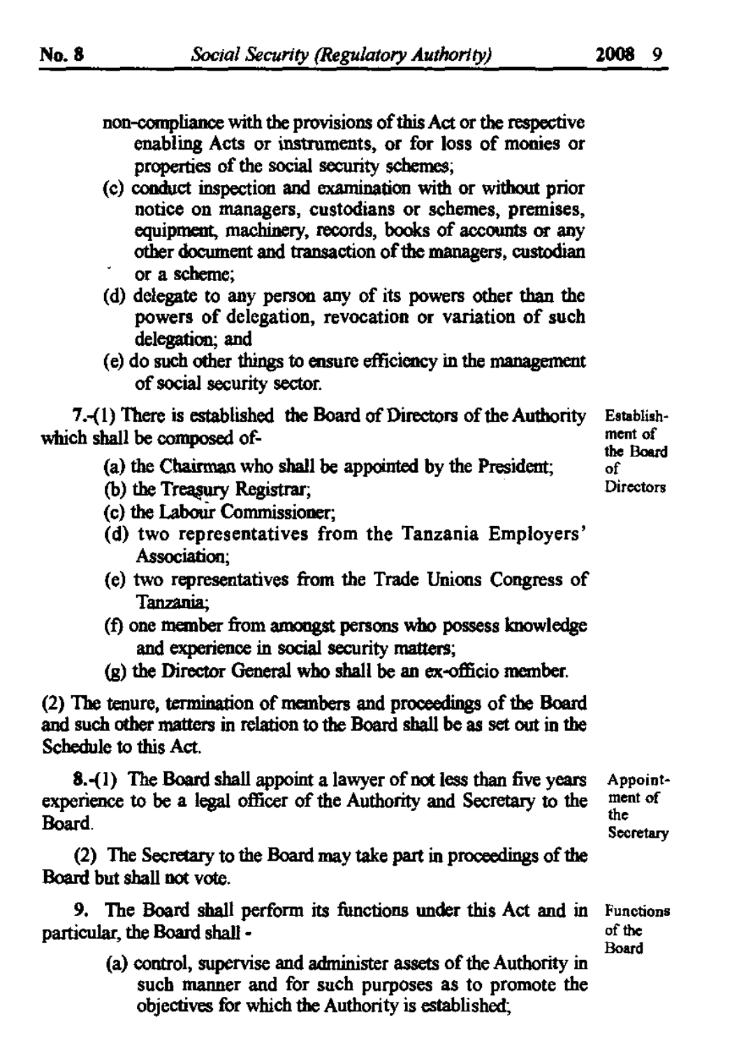non-compliance with the provisions of this Act or the respective enabling Acts or instruments, or for loss of monies or properties of the social security schemes;

(c) conduct inspection and examination with or without prior notice on managers, custodians or schemes, premises, equipment, machinery, records, books of accounts or any other document and transaction of the managers, custodian or a scheme;

(d) delegate to any person any of its powers other than the powers of delegation, revocation or variation of such delegation; and

(e) do such other things to ensure efficiency in the management of social security sector.

**Establishment of the Board of Directors**

**7.**-(1) There is established the Board of Directors of the Authority which shall be composed of-

(a) the Chairman who shall be appointed by the President;

(b) the Treasury Registrar;

(c) the Labour Commissioner;

(d) two representatives from the Tanzania Employers' Association;

(e) two representatives from the Trade Unions Congress of Tanzania;

(f) one member from amongst persons who possess knowledge and experience in social security matters;

(g) the Director General who shall be an ex-officio member.

(2) The tenure, termination of members and proceedings of the Board and such other matters in relation to the Board shall be as set out in the Schedule to this Act.

**Appointment of the Secretary**

**8.**-(1) The Board shall appoint a lawyer of not less than five years experience to be a legal officer of the Authority and Secretary to the Board.

(2) The Secretary to the Board may take part in proceedings of the Board but shall not vote.

**Functions of the Board**

**9.** The Board shall perform its functions under this Act and in particular, the Board shall -

(a) control, supervise and administer assets of the Authority in such manner and for such purposes as to promote the objectives for which the Authority is established;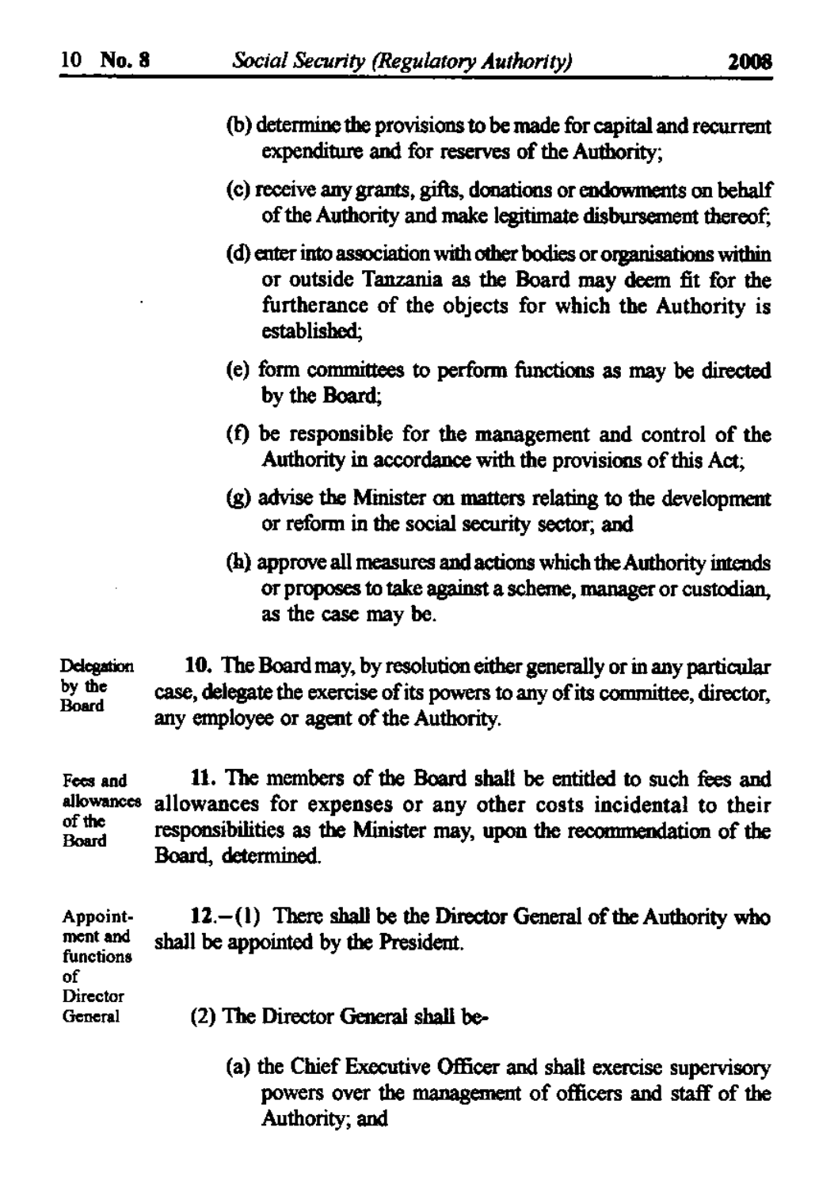(b) determine the provisions to be made for capital and recurrent expenditure and for reserves of the Authority;

(c) receive any grants, gifts, donations or endowments on behalf of the Authority and make legitimate disbursement thereof;

(d) enter into association with other bodies or organisations within or outside Tanzania as the Board may deem fit for the furtherance of the objects for which the Authority is established;

(e) form committees to perform functions as may be directed by the Board;

(f) be responsible for the management and control of the Authority in accordance with the provisions of this Act;

(g) advise the Minister on matters relating to the development or reform in the social security sector; and

(h) approve all measures and actions which the Authority intends or proposes to take against a scheme, manager or custodian, as the case may be.

**Delegation by the Board**

**10.** The Board may, by resolution either generally or in any particular case, delegate the exercise of its powers to any of its committee, director, any employee or agent of the Authority.

**Fees and allowances of the Board**

**11.** The members of the Board shall be entitled to such fees and allowances for expenses or any other costs incidental to their responsibilities as the Minister may, upon the recommendation of the Board, determined.

**Appointment and functions of Director General**

**12.**—(1) There shall be the Director General of the Authority who shall be appointed by the President.

(2) The Director General shall be-

(a) the Chief Executive Officer and shall exercise supervisory powers over the management of officers and staff of the Authority; and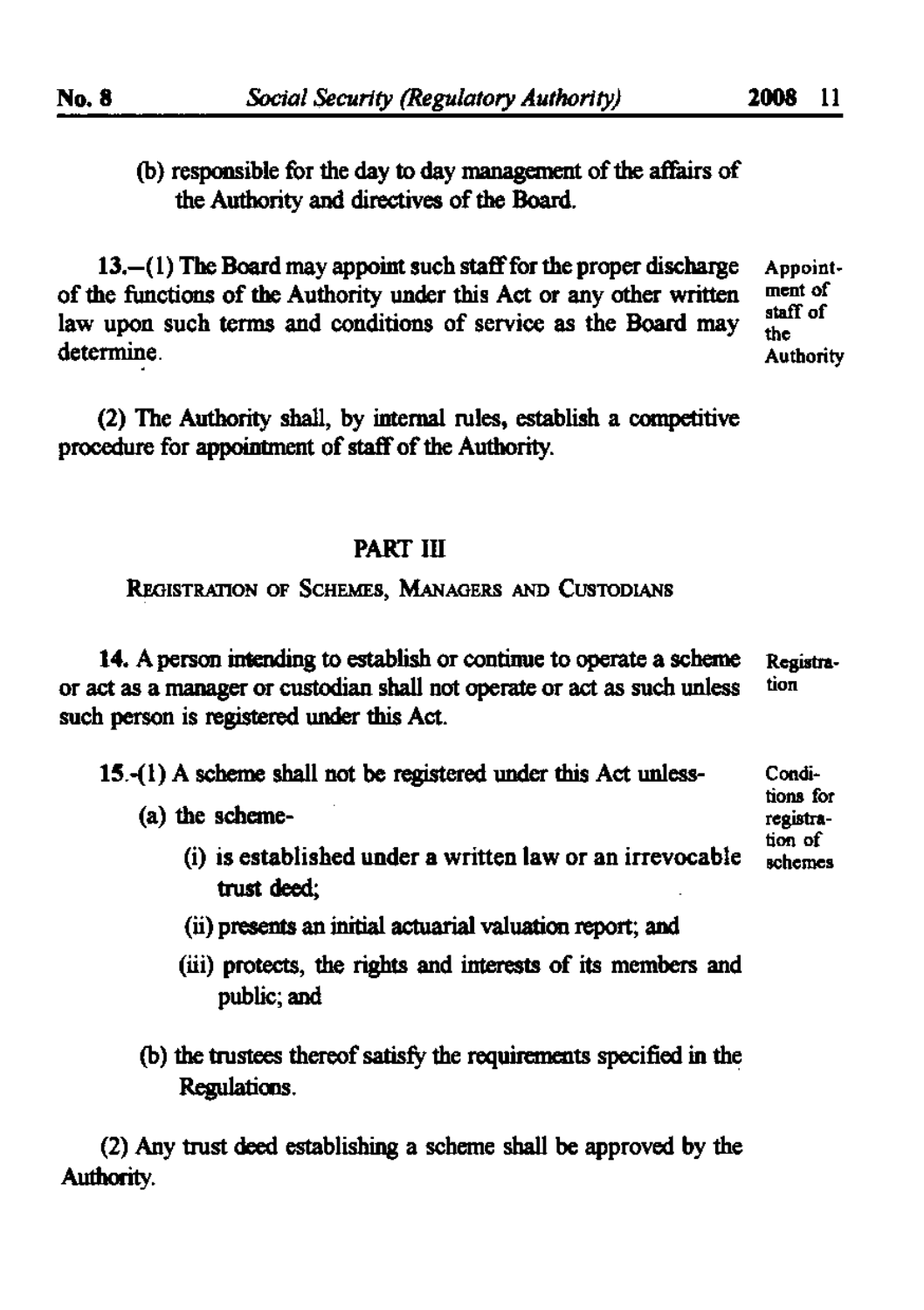(b) responsible for the day to day management of the affairs of the Authority and directives of the Board.

**Appointment of staff of the Authority**

13.—(1) The Board may appoint such staff for the proper discharge of the functions of the Authority under this Act or any other written law upon such terms and conditions of service as the Board may determine.

(2) The Authority shall, by internal rules, establish a competitive procedure for appointment of staff of the Authority.

## PART III

### REGISTRATION OF SCHEMES, MANAGERS AND CUSTODIANS

**Registration**

14. A person intending to establish or continue to operate a scheme or act as a manager or custodian shall not operate or act as such unless such person is registered under this Act.

**Conditions for registration of schemes**

15.-(1) A scheme shall not be registered under this Act unless-

(a) the scheme-

(i) is established under a written law or an irrevocable trust deed;

(ii) presents an initial actuarial valuation report; and

(iii) protects, the rights and interests of its members and public; and

(b) the trustees thereof satisfy the requirements specified in the Regulations.

(2) Any trust deed establishing a scheme shall be approved by the Authority.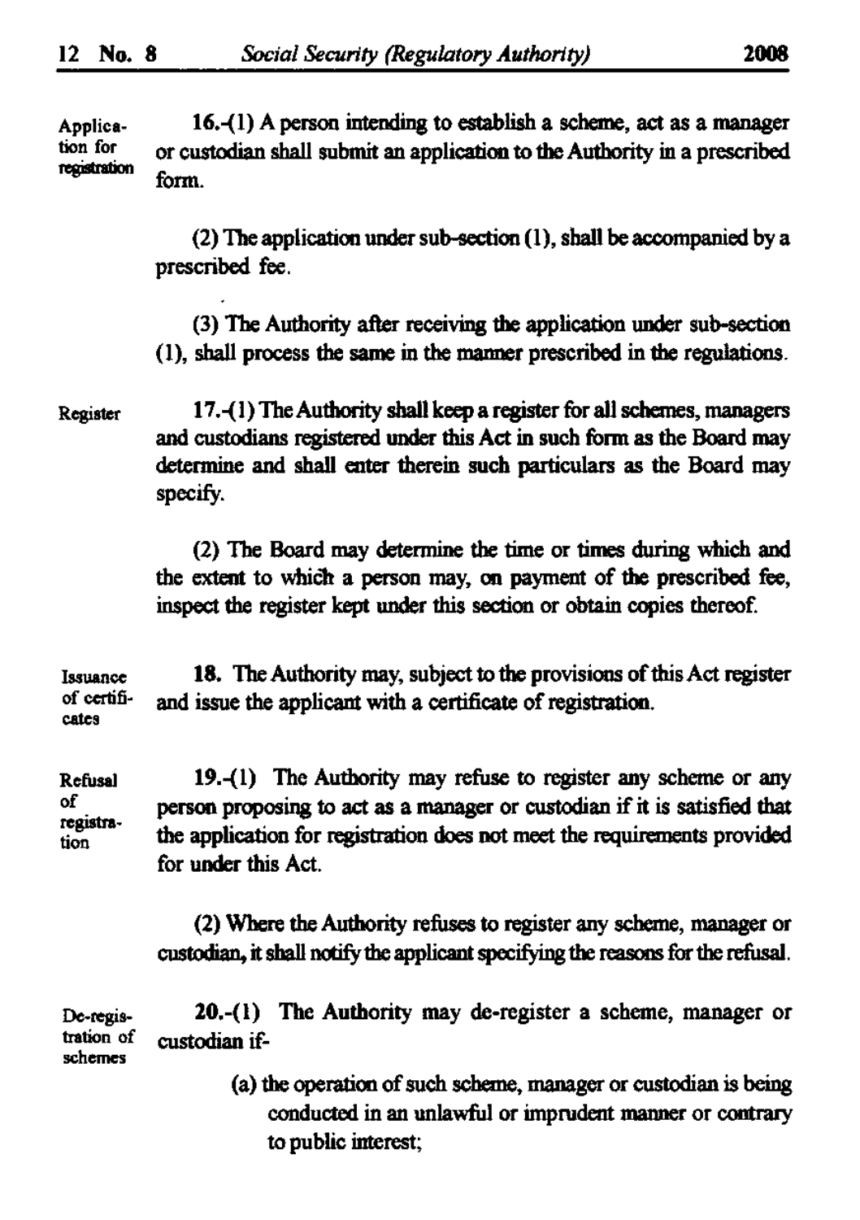**Application for registration**

16.-(1) A person intending to establish a scheme, act as a manager or custodian shall submit an application to the Authority in a prescribed form.

(2) The application under sub-section (1), shall be accompanied by a prescribed fee.

(3) The Authority after receiving the application under sub-section (1), shall process the same in the manner prescribed in the regulations.

**Register**

17.-(1) The Authority shall keep a register for all schemes, managers and custodians registered under this Act in such form as the Board may determine and shall enter therein such particulars as the Board may specify.

(2) The Board may determine the time or times during which and the extent to which a person may, on payment of the prescribed fee, inspect the register kept under this section or obtain copies thereof.

**Issuance of certificates**

18. The Authority may, subject to the provisions of this Act register and issue the applicant with a certificate of registration.

**Refusal of registration**

19.-(1) The Authority may refuse to register any scheme or any person proposing to act as a manager or custodian if it is satisfied that the application for registration does not meet the requirements provided for under this Act.

(2) Where the Authority refuses to register any scheme, manager or custodian, it shall notify the applicant specifying the reasons for the refusal.

**De-registration of schemes**

20.-(1) The Authority may de-register a scheme, manager or custodian if-

(a) the operation of such scheme, manager or custodian is being conducted in an unlawful or imprudent manner or contrary to public interest;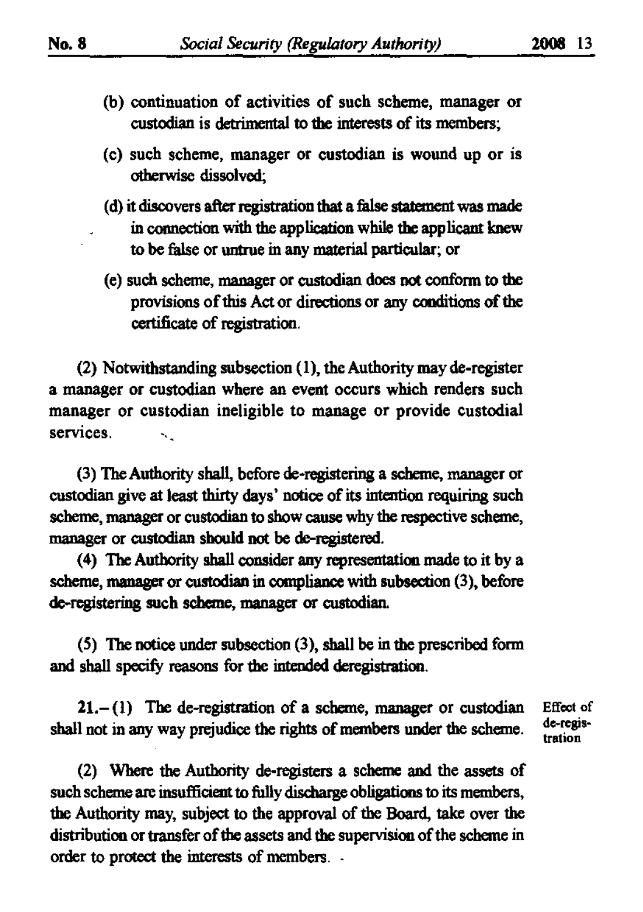(b) continuation of activities of such scheme, manager or custodian is detrimental to the interests of its members;

(c) such scheme, manager or custodian is wound up or is otherwise dissolved;

(d) it discovers after registration that a false statement was made in connection with the application while the applicant knew to be false or untrue in any material particular; or

(e) such scheme, manager or custodian does not conform to the provisions of this Act or directions or any conditions of the certificate of registration.

(2) Notwithstanding subsection (1), the Authority may de-register a manager or custodian where an event occurs which renders such manager or custodian ineligible to manage or provide custodial services.

(3) The Authority shall, before de-registering a scheme, manager or custodian give at least thirty days' notice of its intention requiring such scheme, manager or custodian to show cause why the respective scheme, manager or custodian should not be de-registered.

(4) The Authority shall consider any representation made to it by a scheme, manager or custodian in compliance with subsection (3), before de-registering such scheme, manager or custodian.

(5) The notice under subsection (3), shall be in the prescribed form and shall specify reasons for the intended deregistration.

Effect of de-registration

21.–(1) The de-registration of a scheme, manager or custodian shall not in any way prejudice the rights of members under the scheme.

(2) Where the Authority de-registers a scheme and the assets of such scheme are insufficient to fully discharge obligations to its members, the Authority may, subject to the approval of the Board, take over the distribution or transfer of the assets and the supervision of the scheme in order to protect the interests of members.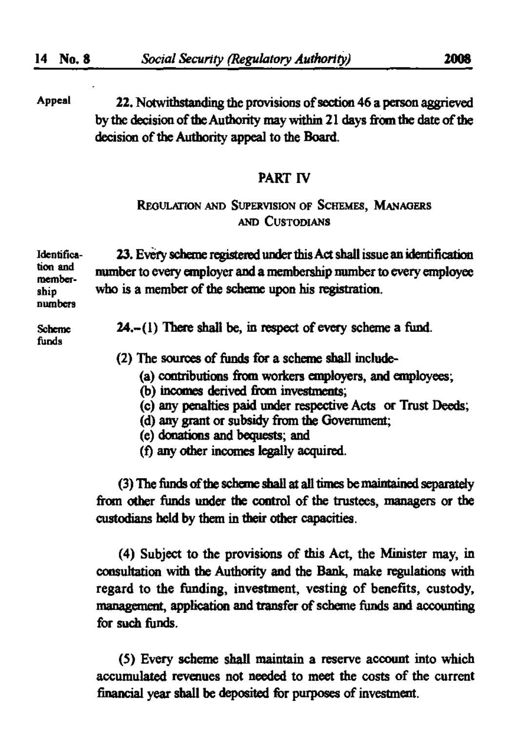**Appeal**

22. Notwithstanding the provisions of section 46 a person aggrieved by the decision of the Authority may within 21 days from the date of the decision of the Authority appeal to the Board.

## PART IV

### REGULATION AND SUPERVISION OF SCHEMES, MANAGERS AND CUSTODIANS

**Identification and membership numbers**

23. Every scheme registered under this Act shall issue an identification number to every employer and a membership number to every employee who is a member of the scheme upon his registration.

**Scheme funds**

24.-(1) There shall be, in respect of every scheme a fund.

(2) The sources of funds for a scheme shall include-

(a) contributions from workers employers, and employees;
(b) incomes derived from investments;
(c) any penalties paid under respective Acts or Trust Deeds;
(d) any grant or subsidy from the Government;
(e) donations and bequests; and
(f) any other incomes legally acquired.

(3) The funds of the scheme shall at all times be maintained separately from other funds under the control of the trustees, managers or the custodians held by them in their other capacities.

(4) Subject to the provisions of this Act, the Minister may, in consultation with the Authority and the Bank, make regulations with regard to the funding, investment, vesting of benefits, custody, management, application and transfer of scheme funds and accounting for such funds.

(5) Every scheme shall maintain a reserve account into which accumulated revenues not needed to meet the costs of the current financial year shall be deposited for purposes of investment.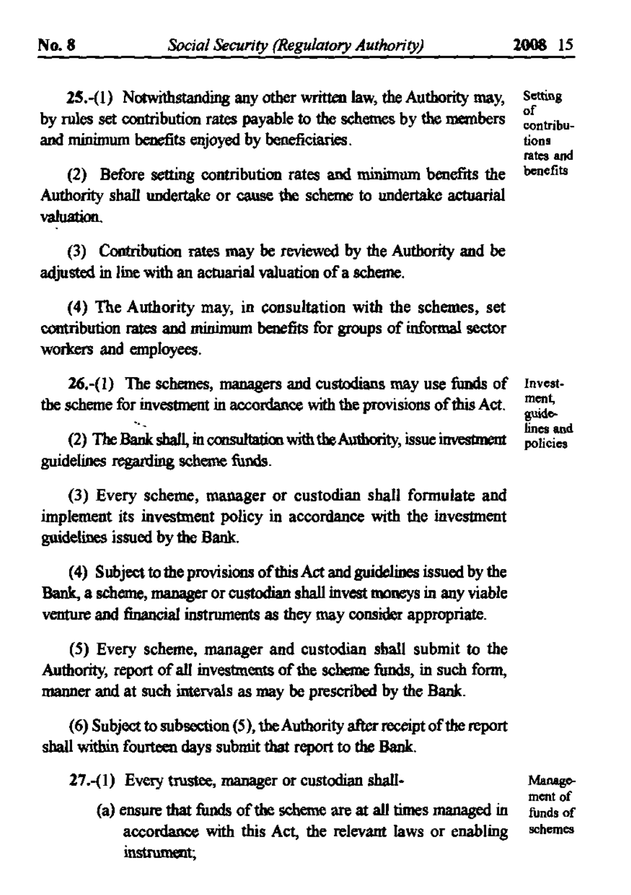**25.**-(1) Notwithstanding any other written law, the Authority may, by rules set contribution rates payable to the schemes by the members and minimum benefits enjoyed by beneficiaries.

*Setting of contributions rates and benefits*

(2) Before setting contribution rates and minimum benefits the Authority shall undertake or cause the scheme to undertake actuarial valuation.

(3) Contribution rates may be reviewed by the Authority and be adjusted in line with an actuarial valuation of a scheme.

(4) The Authority may, in consultation with the schemes, set contribution rates and minimum benefits for groups of informal sector workers and employees.

**26.**-(1) The schemes, managers and custodians may use funds of the scheme for investment in accordance with the provisions of this Act.

*Investment, guidelines and policies*

(2) The Bank shall, in consultation with the Authority, issue investment guidelines regarding scheme funds.

(3) Every scheme, manager or custodian shall formulate and implement its investment policy in accordance with the investment guidelines issued by the Bank.

(4) Subject to the provisions of this Act and guidelines issued by the Bank, a scheme, manager or custodian shall invest moneys in any viable venture and financial instruments as they may consider appropriate.

(5) Every scheme, manager and custodian shall submit to the Authority, report of all investments of the scheme funds, in such form, manner and at such intervals as may be prescribed by the Bank.

(6) Subject to subsection (5), the Authority after receipt of the report shall within fourteen days submit that report to the Bank.

**27.**-(1) Every trustee, manager or custodian shall-

*Management of funds of schemes*

(a) ensure that funds of the scheme are at all times managed in accordance with this Act, the relevant laws or enabling instrument;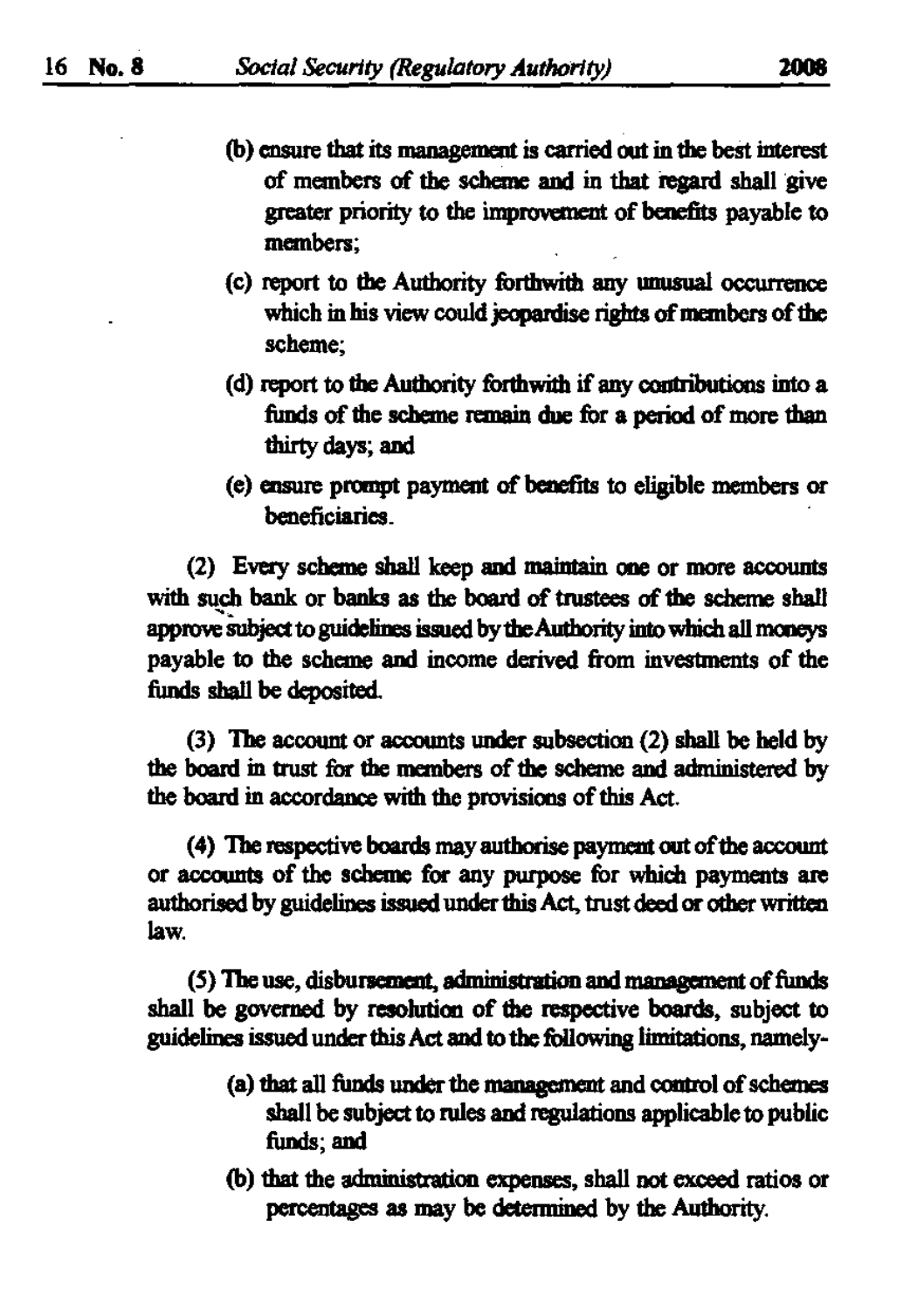(b) ensure that its management is carried out in the best interest of members of the scheme and in that regard shall give greater priority to the improvement of benefits payable to members;

(c) report to the Authority forthwith any unusual occurrence which in his view could jeopardise rights of members of the scheme;

(d) report to the Authority forthwith if any contributions into a funds of the scheme remain due for a period of more than thirty days; and

(e) ensure prompt payment of benefits to eligible members or beneficiaries.

(2) Every scheme shall keep and maintain one or more accounts with such bank or banks as the board of trustees of the scheme shall approve subject to guidelines issued by the Authority into which all moneys payable to the scheme and income derived from investments of the funds shall be deposited.

(3) The account or accounts under subsection (2) shall be held by the board in trust for the members of the scheme and administered by the board in accordance with the provisions of this Act.

(4) The respective boards may authorise payment out of the account or accounts of the scheme for any purpose for which payments are authorised by guidelines issued under this Act, trust deed or other written law.

(5) The use, disbursement, administration and management of funds shall be governed by resolution of the respective boards, subject to guidelines issued under this Act and to the following limitations, namely-

(a) that all funds under the management and control of schemes shall be subject to rules and regulations applicable to public funds; and

(b) that the administration expenses, shall not exceed ratios or percentages as may be determined by the Authority.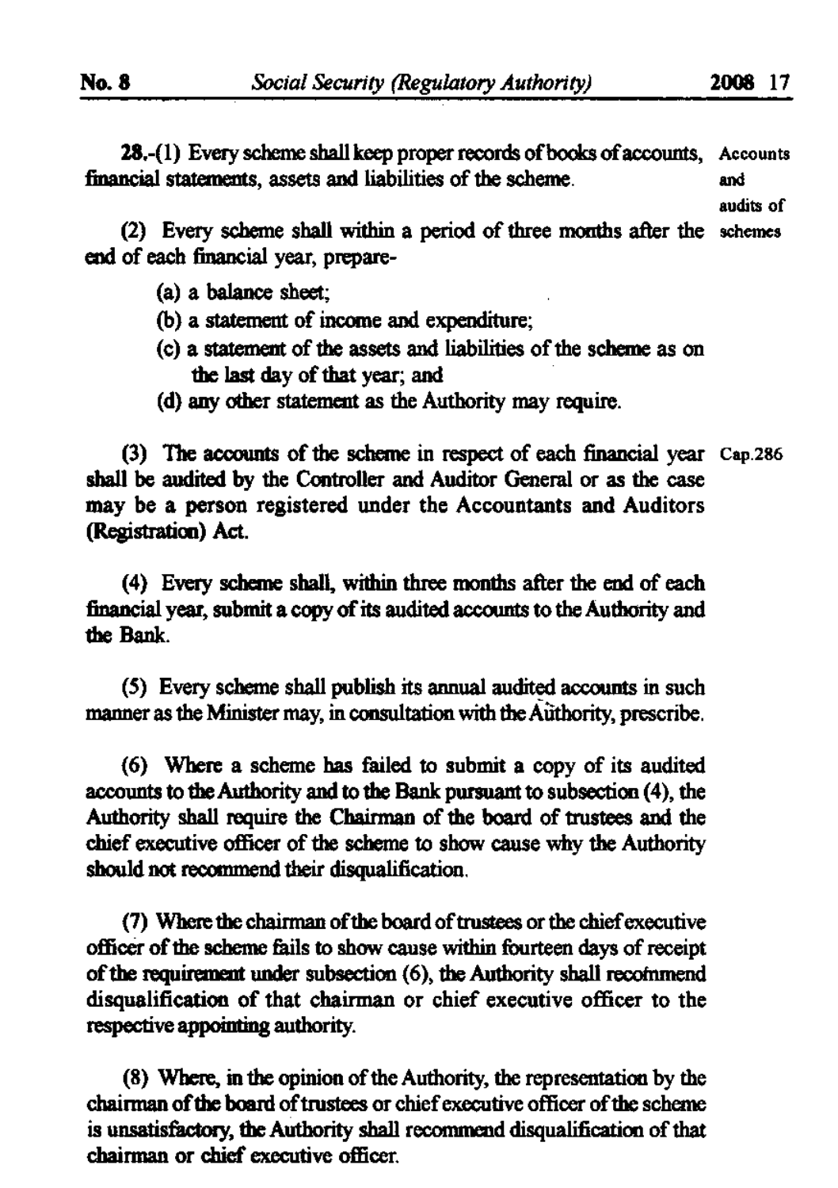**28.**-(1) Every scheme shall keep proper records of books of accounts, financial statements, assets and liabilities of the scheme.

Accounts and audits of schemes

(2) Every scheme shall within a period of three months after the end of each financial year, prepare-

- (a) a balance sheet;
- (b) a statement of income and expenditure;
- (c) a statement of the assets and liabilities of the scheme as on the last day of that year; and
- (d) any other statement as the Authority may require.

(3) The accounts of the scheme in respect of each financial year shall be audited by the Controller and Auditor General or as the case may be a person registered under the Accountants and Auditors (Registration) Act.

Cap.286

(4) Every scheme shall, within three months after the end of each financial year, submit a copy of its audited accounts to the Authority and the Bank.

(5) Every scheme shall publish its annual audited accounts in such manner as the Minister may, in consultation with the Authority, prescribe.

(6) Where a scheme has failed to submit a copy of its audited accounts to the Authority and to the Bank pursuant to subsection (4), the Authority shall require the Chairman of the board of trustees and the chief executive officer of the scheme to show cause why the Authority should not recommend their disqualification.

(7) Where the chairman of the board of trustees or the chief executive officer of the scheme fails to show cause within fourteen days of receipt of the requirement under subsection (6), the Authority shall recommend disqualification of that chairman or chief executive officer to the respective appointing authority.

(8) Where, in the opinion of the Authority, the representation by the chairman of the board of trustees or chief executive officer of the scheme is unsatisfactory, the Authority shall recommend disqualification of that chairman or chief executive officer.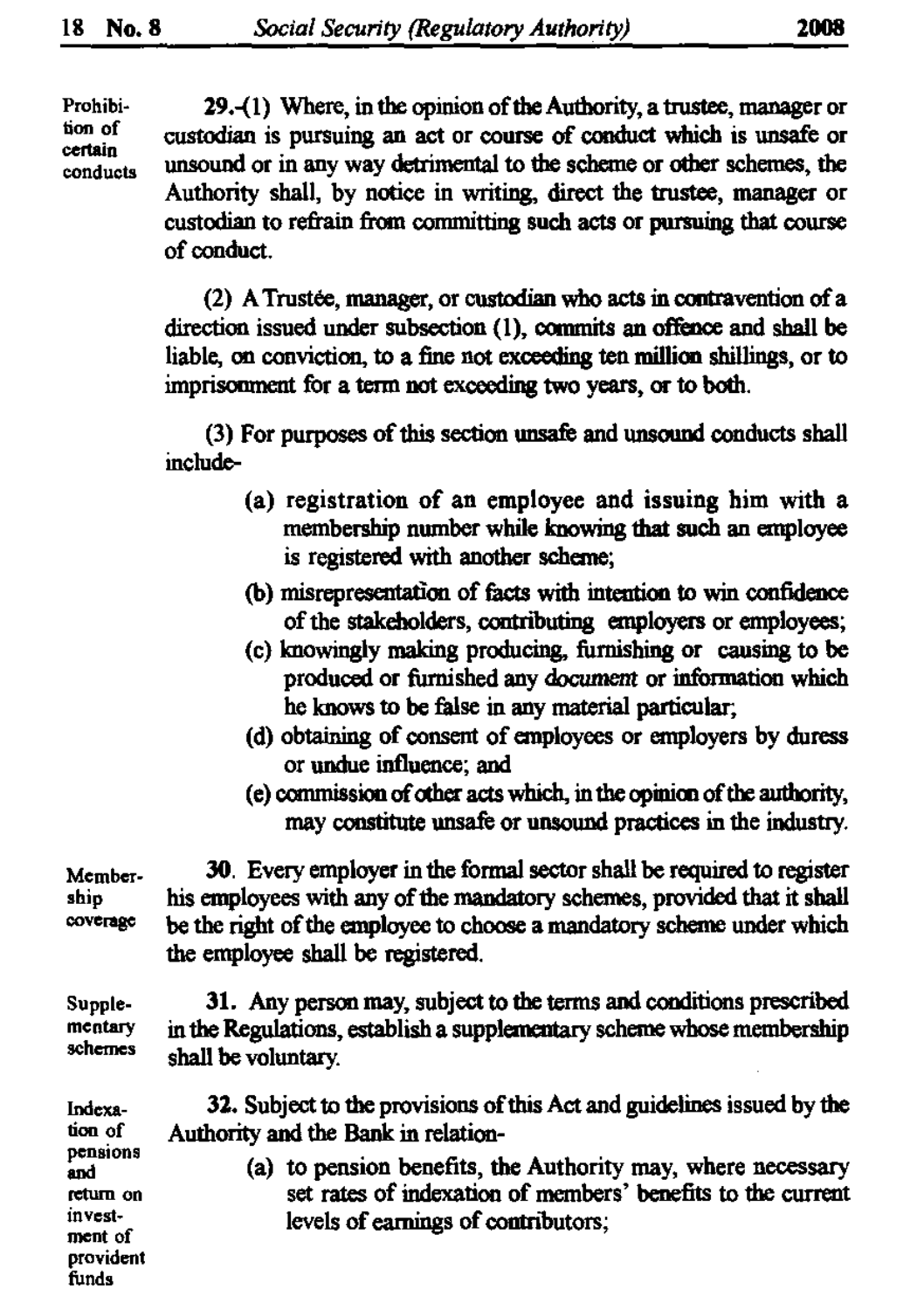**Prohibition of certain conducts**

**29.**-(1) Where, in the opinion of the Authority, a trustee, manager or custodian is pursuing an act or course of conduct which is unsafe or unsound or in any way detrimental to the scheme or other schemes, the Authority shall, by notice in writing, direct the trustee, manager or custodian to refrain from committing such acts or pursuing that course of conduct.

(2) A Trustée, manager, or custodian who acts in contravention of a direction issued under subsection (1), commits an offence and shall be liable, on conviction, to a fine not exceeding ten million shillings, or to imprisonment for a term not exceeding two years, or to both.

(3) For purposes of this section unsafe and unsound conducts shall include-

(a) registration of an employee and issuing him with a membership number while knowing that such an employee is registered with another scheme;

(b) misrepresentation of facts with intention to win confidence of the stakeholders, contributing employers or employees;

(c) knowingly making producing, furnishing or causing to be produced or furnished any *document* or information which he knows to be false in any material particular;

(d) obtaining of consent of employees or employers by duress or undue influence; and

(e) commission of other acts which, in the opinion of the authority, may constitute unsafe or unsound practices in the industry.

**Membership coverage**

**30.** Every employer in the formal sector shall be required to register his employees with any of the mandatory schemes, provided that it shall be the right of the employee to choose a mandatory scheme under which the employee shall be registered.

**Supplementary schemes**

**31.** Any person may, subject to the terms and conditions prescribed in the Regulations, establish a supplementary scheme whose membership shall be voluntary.

**Indexation of pensions and return on investment of provident funds**

**32.** Subject to the provisions of this Act and guidelines issued by the Authority and the Bank in relation-

(a) to pension benefits, the Authority may, where necessary set rates of indexation of members' benefits to the current levels of earnings of contributors;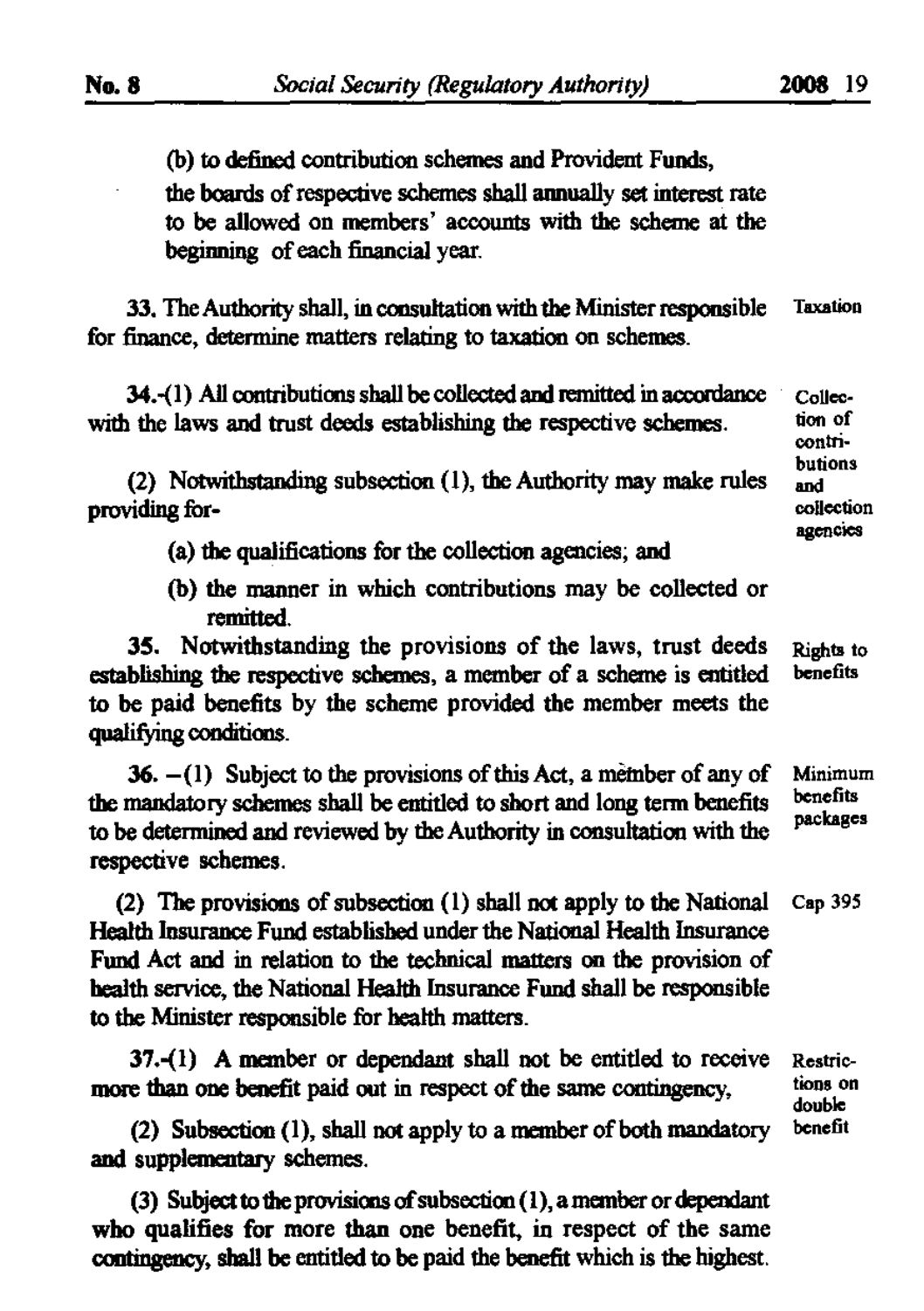(b) to defined contribution schemes and Provident Funds,

the boards of respective schemes shall annually set interest rate to be allowed on members' accounts with the scheme at the beginning of each financial year.

Taxation

33. The Authority shall, in consultation with the Minister responsible for finance, determine matters relating to taxation on schemes.

Collection of contributions and collection agencies

34.-(1) All contributions shall be collected and remitted in accordance with the laws and trust deeds establishing the respective schemes.

(2) Notwithstanding subsection (1), the Authority may make rules providing for-

(a) the qualifications for the collection agencies; and

(b) the manner in which contributions may be collected or remitted.

Rights to benefits

35. Notwithstanding the provisions of the laws, trust deeds establishing the respective schemes, a member of a scheme is entitled to be paid benefits by the scheme provided the member meets the qualifying conditions.

Minimum benefits packages

36. —(1) Subject to the provisions of this Act, a member of any of the mandatory schemes shall be entitled to short and long term benefits to be determined and reviewed by the Authority in consultation with the respective schemes.

Cap 395

(2) The provisions of subsection (1) shall not apply to the National Health Insurance Fund established under the National Health Insurance Fund Act and in relation to the technical matters on the provision of health service, the National Health Insurance Fund shall be responsible to the Minister responsible for health matters.

Restrictions on double benefit

37.-(1) A member or dependant shall not be entitled to receive more than one benefit paid out in respect of the same contingency,

(2) Subsection (1), shall not apply to a member of both mandatory and supplementary schemes.

(3) Subject to the provisions of subsection (1), a member or dependant who qualifies for more than one benefit, in respect of the same contingency, shall be entitled to be paid the benefit which is the highest.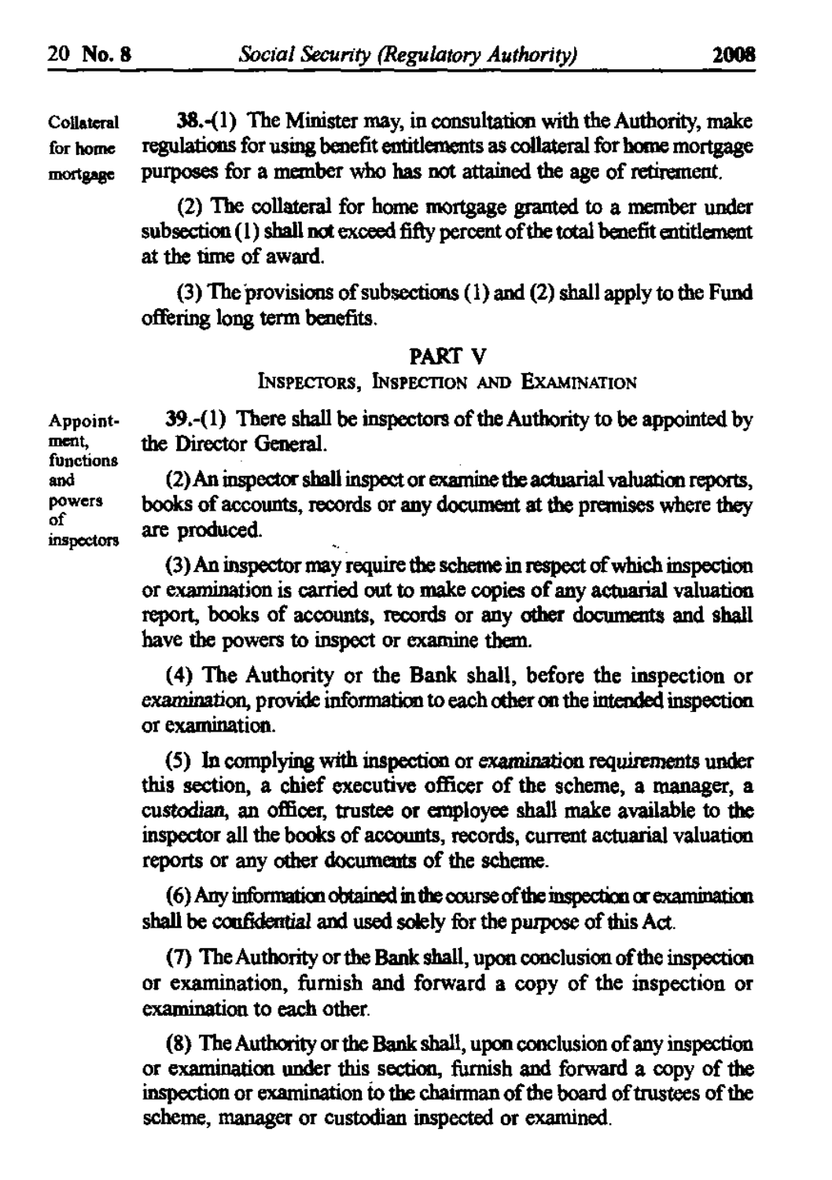Collateral for home mortgage

**38.**-(1) The Minister may, in consultation with the Authority, make regulations for using benefit entitlements as collateral for home mortgage purposes for a member who has not attained the age of retirement.

(2) The collateral for home mortgage granted to a member under subsection (1) shall not exceed fifty percent of the total benefit entitlement at the time of award.

(3) The provisions of subsections (1) and (2) shall apply to the Fund offering long term benefits.

## PART V

### INSPECTORS, INSPECTION AND EXAMINATION

Appointment, functions and powers of inspectors

**39.**-(1) There shall be inspectors of the Authority to be appointed by the Director General.

(2) An inspector shall inspect or examine the actuarial valuation reports, books of accounts, records or any document at the premises where they are produced.

(3) An inspector may require the scheme in respect of which inspection or examination is carried out to make copies of any actuarial valuation report, books of accounts, records or any other documents and shall have the powers to inspect or examine them.

(4) The Authority or the Bank shall, before the inspection or examination, provide information to each other on the intended inspection or examination.

(5) In complying with inspection or examination requirements under this section, a chief executive officer of the scheme, a manager, a custodian, an officer, trustee or employee shall make available to the inspector all the books of accounts, records, current actuarial valuation reports or any other documents of the scheme.

(6) Any information obtained in the course of the inspection or examination shall be confidential and used solely for the purpose of this Act.

(7) The Authority or the Bank shall, upon conclusion of the inspection or examination, furnish and forward a copy of the inspection or examination to each other.

(8) The Authority or the Bank shall, upon conclusion of any inspection or examination under this section, furnish and forward a copy of the inspection or examination to the chairman of the board of trustees of the scheme, manager or custodian inspected or examined.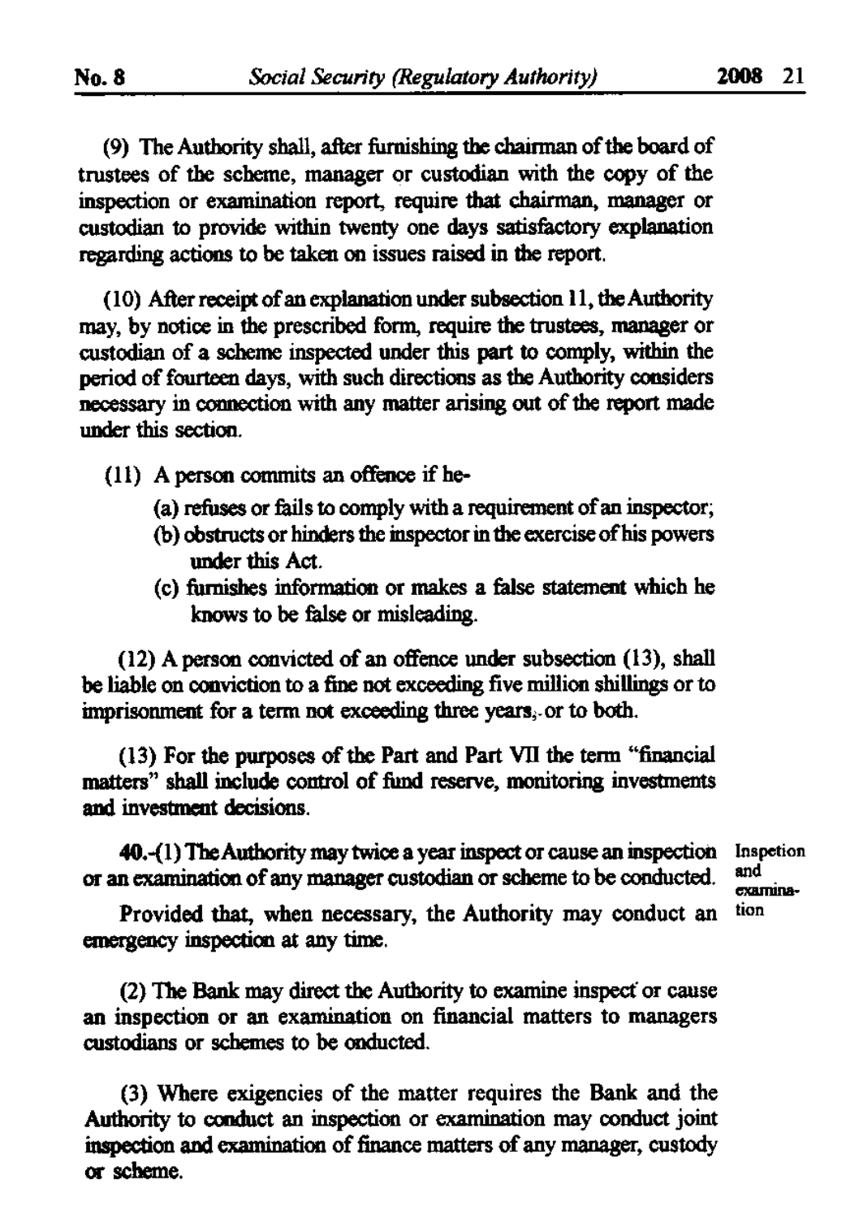(9) The Authority shall, after furnishing the chairman of the board of trustees of the scheme, manager or custodian with the copy of the inspection or examination report, require that chairman, manager or custodian to provide within twenty one days satisfactory explanation regarding actions to be taken on issues raised in the report.

(10) After receipt of an explanation under subsection 11, the Authority may, by notice in the prescribed form, require the trustees, manager or custodian of a scheme inspected under this part to comply, within the period of fourteen days, with such directions as the Authority considers necessary in connection with any matter arising out of the report made under this section.

(11) A person commits an offence if he-

(a) refuses or fails to comply with a requirement of an inspector;

(b) obstructs or hinders the inspector in the exercise of his powers under this Act.

(c) furnishes information or makes a false statement which he knows to be false or misleading.

(12) A person convicted of an offence under subsection (13), shall be liable on conviction to a fine not exceeding five million shillings or to imprisonment for a term not exceeding three years, or to both.

(13) For the purposes of the Part and Part VII the term "financial matters" shall include control of fund reserve, monitoring investments and investment decisions.

Inspetion and examination

**40.**-(1) The Authority may twice a year inspect or cause an inspection or an examination of any manager custodian or scheme to be conducted.

Provided that, when necessary, the Authority may conduct an emergency inspection at any time.

(2) The Bank may direct the Authority to examine inspect or cause an inspection or an examination on financial matters to managers custodians or schemes to be onducted.

(3) Where exigencies of the matter requires the Bank and the Authority to conduct an inspection or examination may conduct joint inspection and examination of finance matters of any manager, custody or scheme.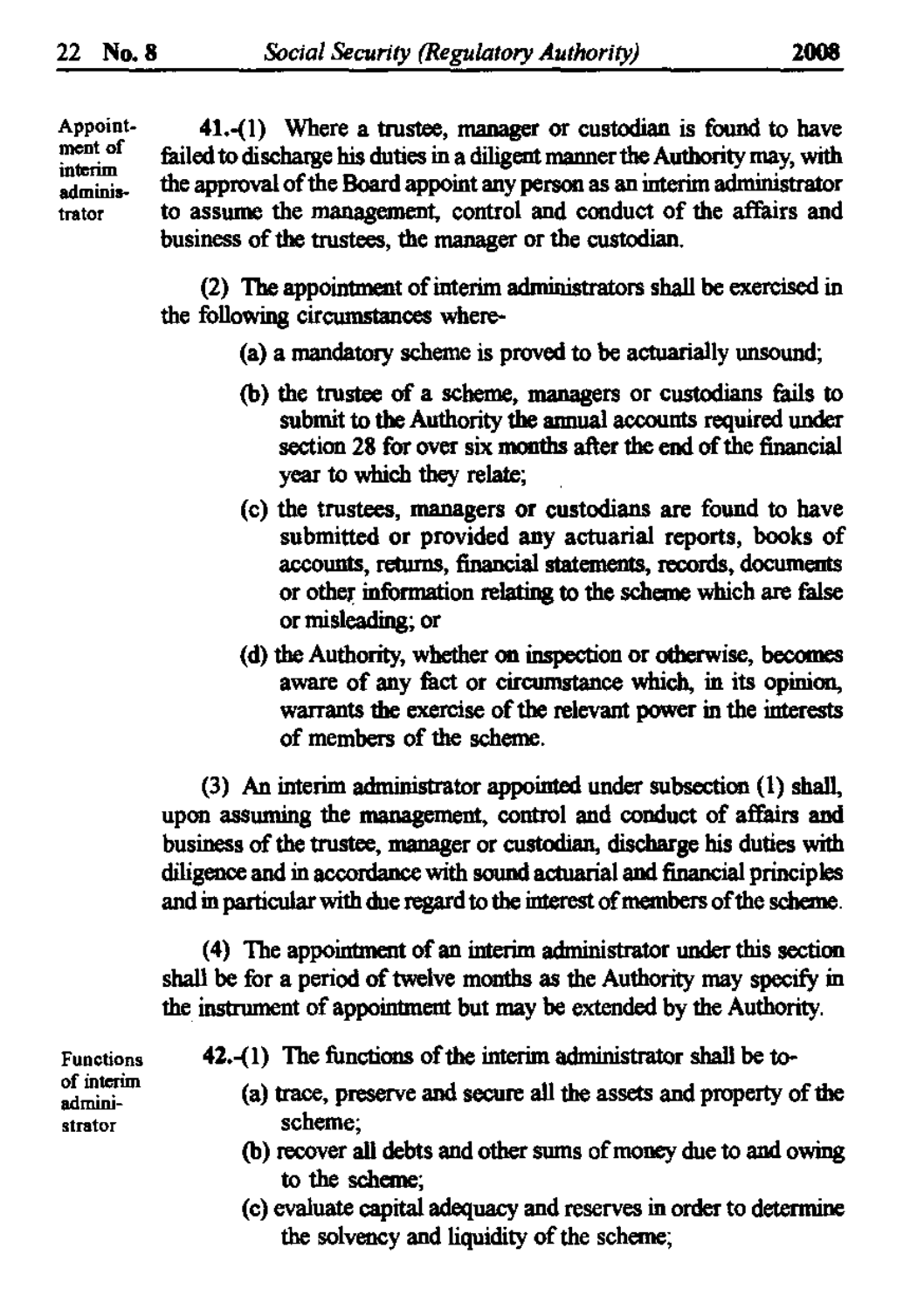**Appointment of interim administrator**

**41.**-(1) Where a trustee, manager or custodian is found to have failed to discharge his duties in a diligent manner the Authority may, with the approval of the Board appoint any person as an interim administrator to assume the management, control and conduct of the affairs and business of the trustees, the manager or the custodian.

(2) The appointment of interim administrators shall be exercised in the following circumstances where-

(a) a mandatory scheme is proved to be actuarially unsound;

(b) the trustee of a scheme, managers or custodians fails to submit to the Authority the annual accounts required under section 28 for over six months after the end of the financial year to which they relate;

(c) the trustees, managers or custodians are found to have submitted or provided any actuarial reports, books of accounts, returns, financial statements, records, documents or other information relating to the scheme which are false or misleading; or

(d) the Authority, whether on inspection or otherwise, becomes aware of any fact or circumstance which, in its opinion, warrants the exercise of the relevant power in the interests of members of the scheme.

(3) An interim administrator appointed under subsection (1) shall, upon assuming the management, control and conduct of affairs and business of the trustee, manager or custodian, discharge his duties with diligence and in accordance with sound actuarial and financial principles and in particular with due regard to the interest of members of the scheme.

(4) The appointment of an interim administrator under this section shall be for a period of twelve months as the Authority may specify in the instrument of appointment but may be extended by the Authority.

**Functions of interim administrator**

**42.**-(1) The functions of the interim administrator shall be to-

(a) trace, preserve and secure all the assets and property of the scheme;

(b) recover all debts and other sums of money due to and owing to the scheme;

(c) evaluate capital adequacy and reserves in order to determine the solvency and liquidity of the scheme;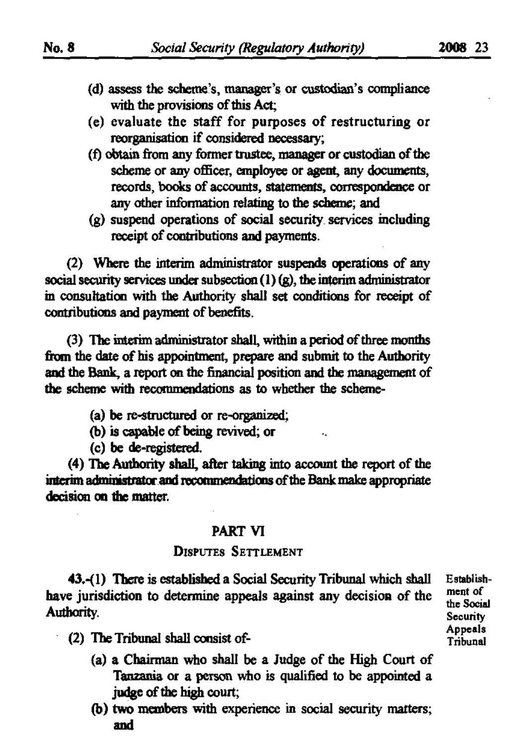(d) assess the scheme's, manager's or custodian's compliance with the provisions of this Act;

(e) evaluate the staff for purposes of restructuring or reorganisation if considered necessary;

(f) obtain from any former trustee, manager or custodian of the scheme or any officer, employee or agent, any documents, records, books of accounts, statements, correspondence or any other information relating to the scheme; and

(g) suspend operations of social security services including receipt of contributions and payments.

(2) Where the interim administrator suspends operations of any social security services under subsection (1) (g), the interim administrator in consultation with the Authority shall set conditions for receipt of contributions and payment of benefits.

(3) The interim administrator shall, within a period of three months from the date of his appointment, prepare and submit to the Authority and the Bank, a report on the financial position and the management of the scheme with recommendations as to whether the scheme-

(a) be re-structured or re-organized;

(b) is capable of being revived; or

(c) be de-registered.

(4) The Authority shall, after taking into account the report of the interim administrator and recommendations of the Bank make appropriate decision on the matter.

## PART VI

### DISPUTES SETTLEMENT

*Establishment of the Social Security Appeals Tribunal*

43.-(1) There is established a Social Security Tribunal which shall have jurisdiction to determine appeals against any decision of the Authority.

(2) The Tribunal shall consist of-

(a) a Chairman who shall be a Judge of the High Court of Tanzania or a person who is qualified to be appointed a judge of the high court;

(b) two members with experience in social security matters; and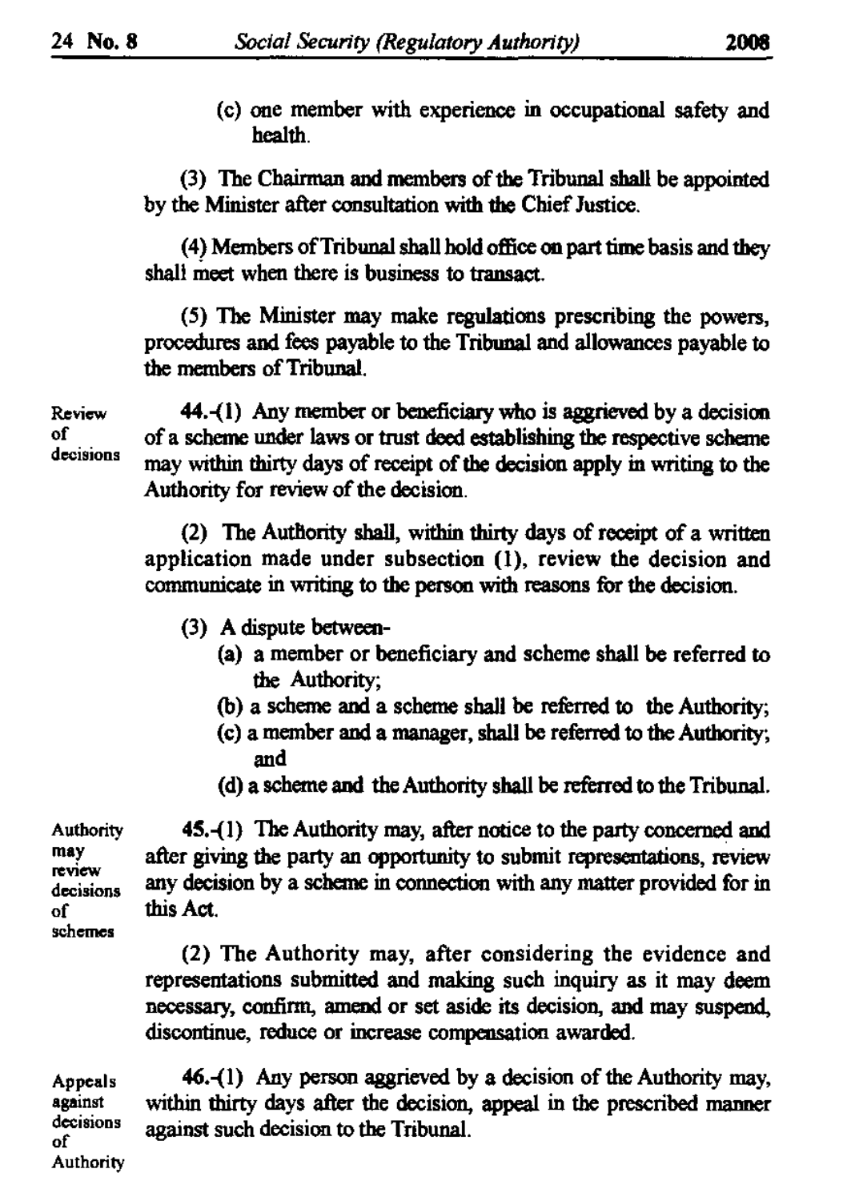(c) one member with experience in occupational safety and health.

(3) The Chairman and members of the Tribunal shall be appointed by the Minister after consultation with the Chief Justice.

(4) Members of Tribunal shall hold office on part time basis and they shall meet when there is business to transact.

(5) The Minister may make regulations prescribing the powers, procedures and fees payable to the Tribunal and allowances payable to the members of Tribunal.

**Review of decisions**

44.-(1) Any member or beneficiary who is aggrieved by a decision of a scheme under laws or trust deed establishing the respective scheme may within thirty days of receipt of the decision apply in writing to the Authority for review of the decision.

(2) The Authority shall, within thirty days of receipt of a written application made under subsection (1), review the decision and communicate in writing to the person with reasons for the decision.

(3) A dispute between-

(a) a member or beneficiary and scheme shall be referred to the Authority;

(b) a scheme and a scheme shall be referred to the Authority;

(c) a member and a manager, shall be referred to the Authority; and

(d) a scheme and the Authority shall be referred to the Tribunal.

**Authority may review decisions of schemes**

45.-(1) The Authority may, after notice to the party concerned and after giving the party an opportunity to submit representations, review any decision by a scheme in connection with any matter provided for in this Act.

(2) The Authority may, after considering the evidence and representations submitted and making such inquiry as it may deem necessary, confirm, amend or set aside its decision, and may suspend, discontinue, reduce or increase compensation awarded.

**Appeals against decisions of Authority**

46.-(1) Any person aggrieved by a decision of the Authority may, within thirty days after the decision, appeal in the prescribed manner against such decision to the Tribunal.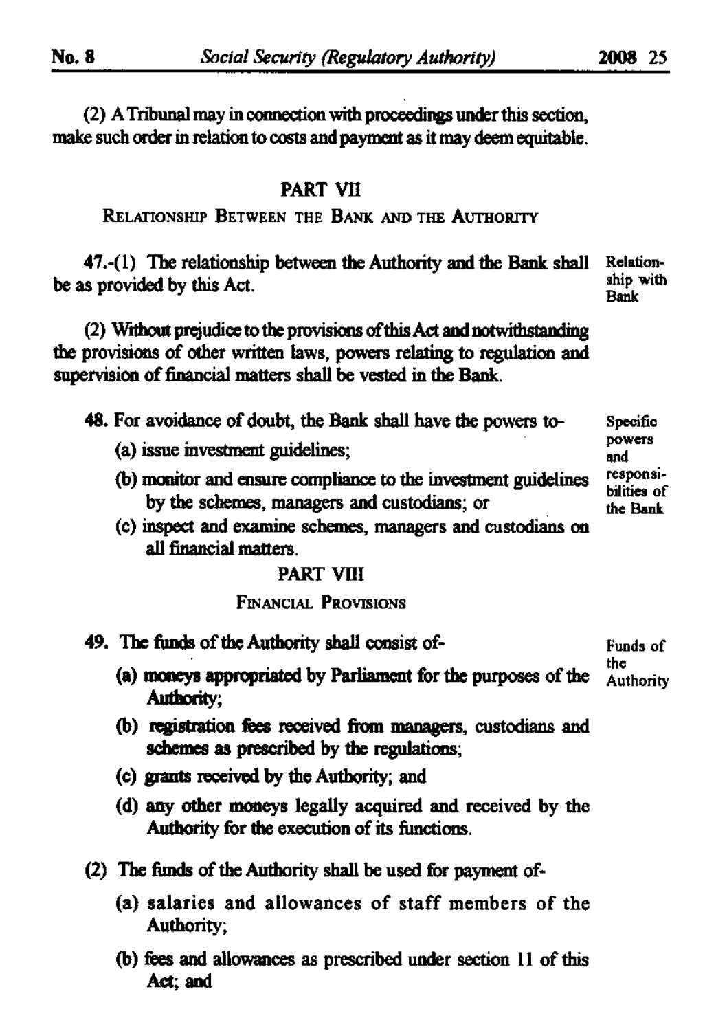(2) A Tribunal may in connection with proceedings under this section, make such order in relation to costs and payment as it may deem equitable.

## PART VII

### RELATIONSHIP BETWEEN THE BANK AND THE AUTHORITY

**47.**-(1) The relationship between the Authority and the Bank shall be as provided by this Act.

*Relationship with Bank*

(2) Without prejudice to the provisions of this Act and notwithstanding the provisions of other written laws, powers relating to regulation and supervision of financial matters shall be vested in the Bank.

**48.** For avoidance of doubt, the Bank shall have the powers to-

*Specific powers and responsibilities of the Bank*

(a) issue investment guidelines;

(b) monitor and ensure compliance to the investment guidelines by the schemes, managers and custodians; or

(c) inspect and examine schemes, managers and custodians on all financial matters.

## PART VIII

### FINANCIAL PROVISIONS

**49.** The funds of the Authority shall consist of-

*Funds of the Authority*

(a) moneys appropriated by Parliament for the purposes of the Authority;

(b) registration fees received from managers, custodians and schemes as prescribed by the regulations;

(c) grants received by the Authority; and

(d) any other moneys legally acquired and received by the Authority for the execution of its functions.

(2) The funds of the Authority shall be used for payment of-

(a) salaries and allowances of staff members of the Authority;

(b) fees and allowances as prescribed under section 11 of this Act; and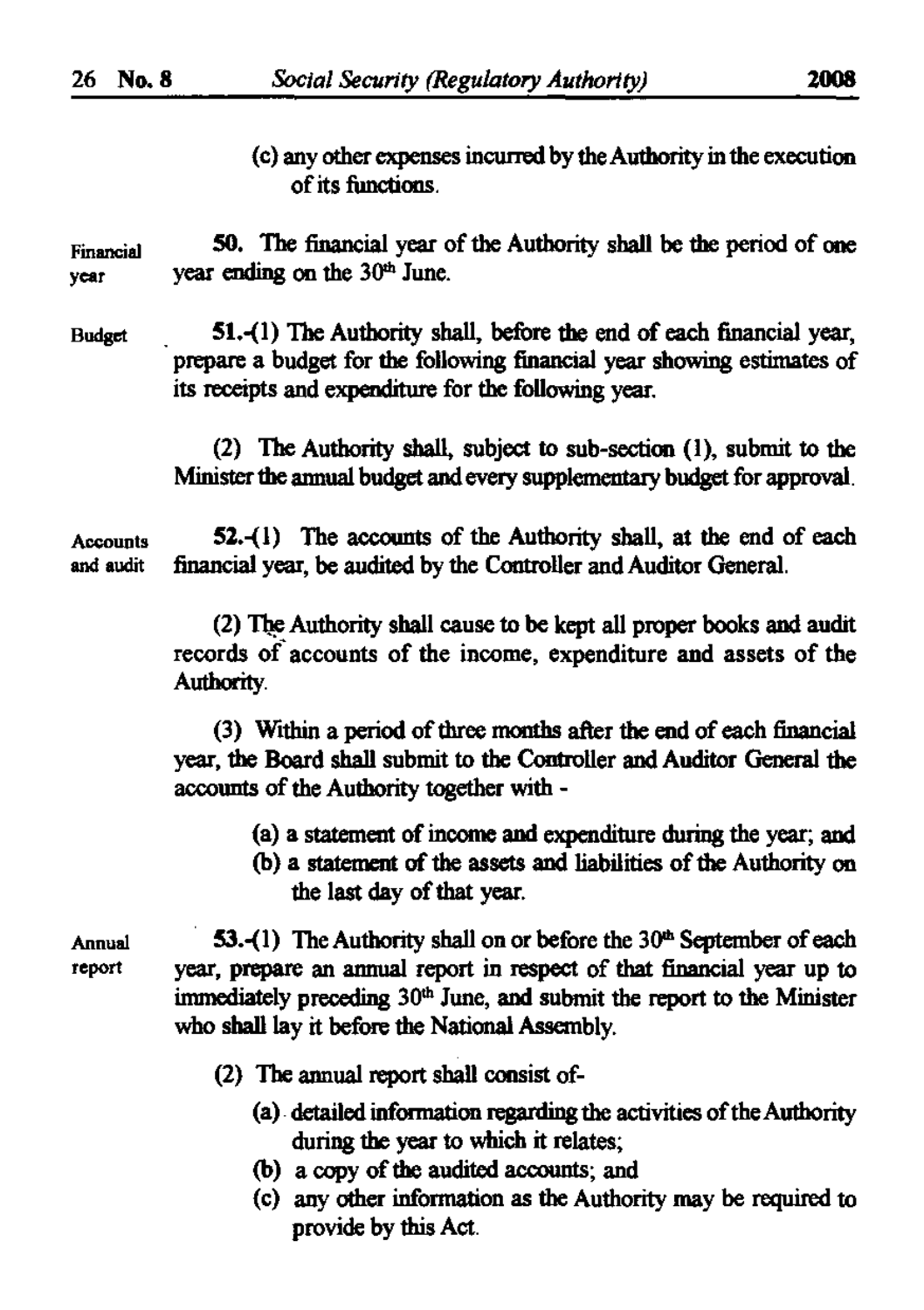(c) any other expenses incurred by the Authority in the execution of its functions.

**Financial year**

**50.** The financial year of the Authority shall be the period of one year ending on the 30th June.

**Budget**

**51.**-(1) The Authority shall, before the end of each financial year, prepare a budget for the following financial year showing estimates of its receipts and expenditure for the following year.

(2) The Authority shall, subject to sub-section (1), submit to the Minister the annual budget and every supplementary budget for approval.

**Accounts and audit**

**52.**-(1) The accounts of the Authority shall, at the end of each financial year, be audited by the Controller and Auditor General.

(2) The Authority shall cause to be kept all proper books and audit records of accounts of the income, expenditure and assets of the Authority.

(3) Within a period of three months after the end of each financial year, the Board shall submit to the Controller and Auditor General the accounts of the Authority together with -

(a) a statement of income and expenditure during the year; and
(b) a statement of the assets and liabilities of the Authority on the last day of that year.

**Annual report**

**53.**-(1) The Authority shall on or before the 30th September of each year, prepare an annual report in respect of that financial year up to immediately preceding 30th June, and submit the report to the Minister who shall lay it before the National Assembly.

(2) The annual report shall consist of-

(a) detailed information regarding the activities of the Authority during the year to which it relates;
(b) a copy of the audited accounts; and
(c) any other information as the Authority may be required to provide by this Act.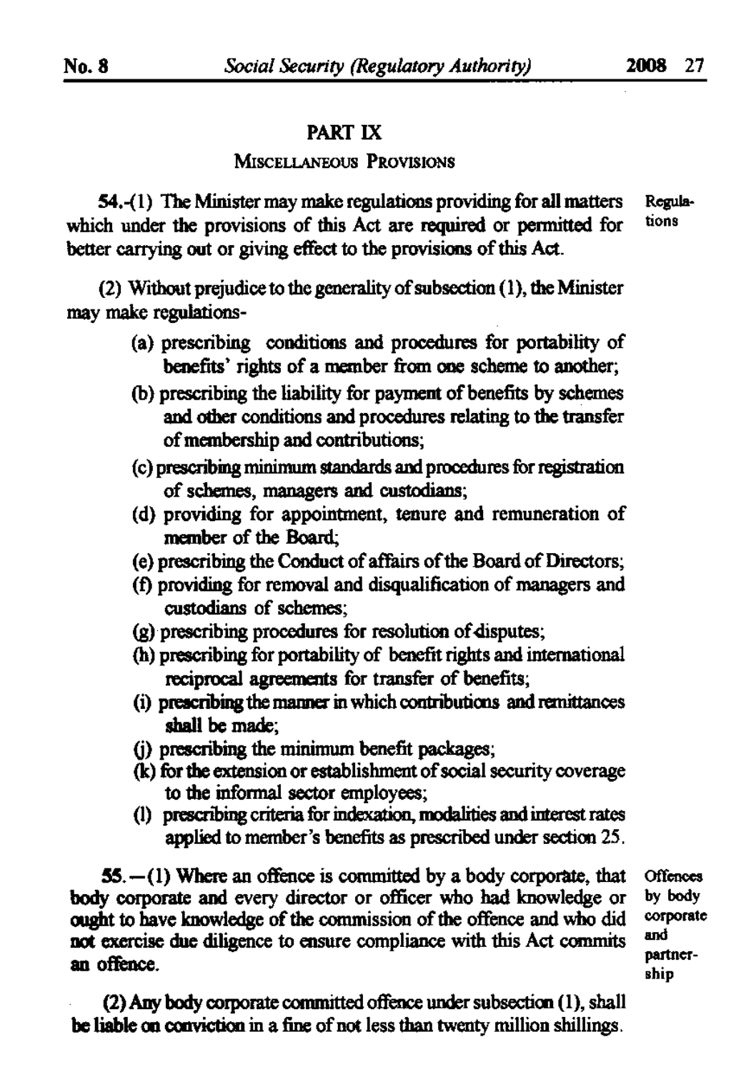## PART IX

### MISCELLANEOUS PROVISIONS

**Regulations**

54.-(1) The Minister may make regulations providing for all matters which under the provisions of this Act are required or permitted for better carrying out or giving effect to the provisions of this Act.

(2) Without prejudice to the generality of subsection (1), the Minister may make regulations-

(a) prescribing conditions and procedures for portability of benefits' rights of a member from one scheme to another;

(b) prescribing the liability for payment of benefits by schemes and other conditions and procedures relating to the transfer of membership and contributions;

(c) prescribing minimum standards and procedures for registration of schemes, managers and custodians;

(d) providing for appointment, tenure and remuneration of member of the Board;

(e) prescribing the Conduct of affairs of the Board of Directors;

(f) providing for removal and disqualification of managers and custodians of schemes;

(g) prescribing procedures for resolution of disputes;

(h) prescribing for portability of benefit rights and international reciprocal agreements for transfer of benefits;

(i) prescribing the manner in which contributions and remittances shall be made;

(j) prescribing the minimum benefit packages;

(k) for the extension or establishment of social security coverage to the informal sector employees;

(l) prescribing criteria for indexation, modalities and interest rates applied to member's benefits as prescribed under section 25.

**Offences by body corporate and partnership**

55.—(1) Where an offence is committed by a body corporate, that body corporate and every director or officer who had knowledge or ought to have knowledge of the commission of the offence and who did not exercise due diligence to ensure compliance with this Act commits an offence.

(2) Any body corporate committed offence under subsection (1), shall be liable on conviction in a fine of not less than twenty million shillings.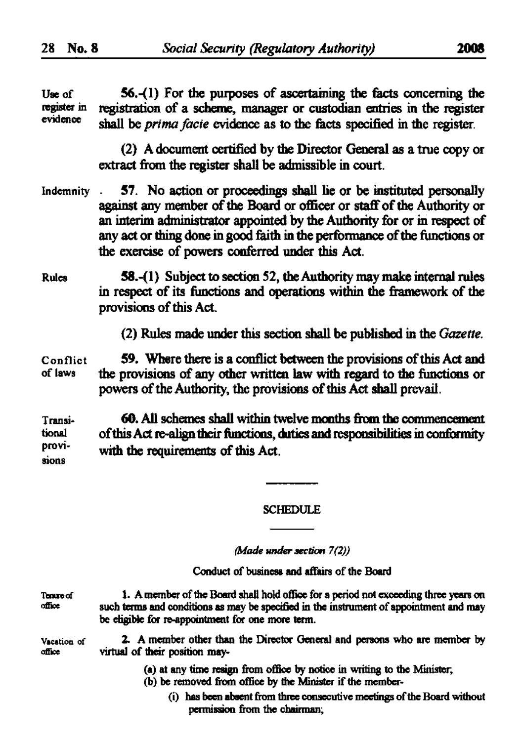**Use of register in evidence**

56.-(1) For the purposes of ascertaining the facts concerning the registration of a scheme, manager or custodian entries in the register shall be *prima facie* evidence as to the facts specified in the register.

(2) A document certified by the Director General as a true copy or extract from the register shall be admissible in court.

**Indemnity**

57. No action or proceedings shall lie or be instituted personally against any member of the Board or officer or staff of the Authority or an interim administrator appointed by the Authority for or in respect of any act or thing done in good faith in the performance of the functions or the exercise of powers conferred under this Act.

**Rules**

58.-(1) Subject to section 52, the Authority may make internal rules in respect of its functions and operations within the framework of the provisions of this Act.

(2) Rules made under this section shall be published in the *Gazette*.

**Conflict of laws**

59. Where there is a conflict between the provisions of this Act and the provisions of any other written law with regard to the functions or powers of the Authority, the provisions of this Act shall prevail.

**Transitional provisions**

60. All schemes shall within twelve months from the commencement of this Act re-align their functions, duties and responsibilities in conformity with the requirements of this Act.

---

## SCHEDULE

*(Made under section 7(2))*

Conduct of business and affairs of the Board

**Tenure of office**

1. A member of the Board shall hold office for a period not exceeding three years on such terms and conditions as may be specified in the instrument of appointment and may be eligible for re-appointment for one more term.

**Vacation of office**

2. A member other than the Director General and persons who are member by virtual of their position may-

(a) at any time resign from office by notice in writing to the Minister;

(b) be removed from office by the Minister if the member-

(i) has been absent from three consecutive meetings of the Board without permission from the chairman;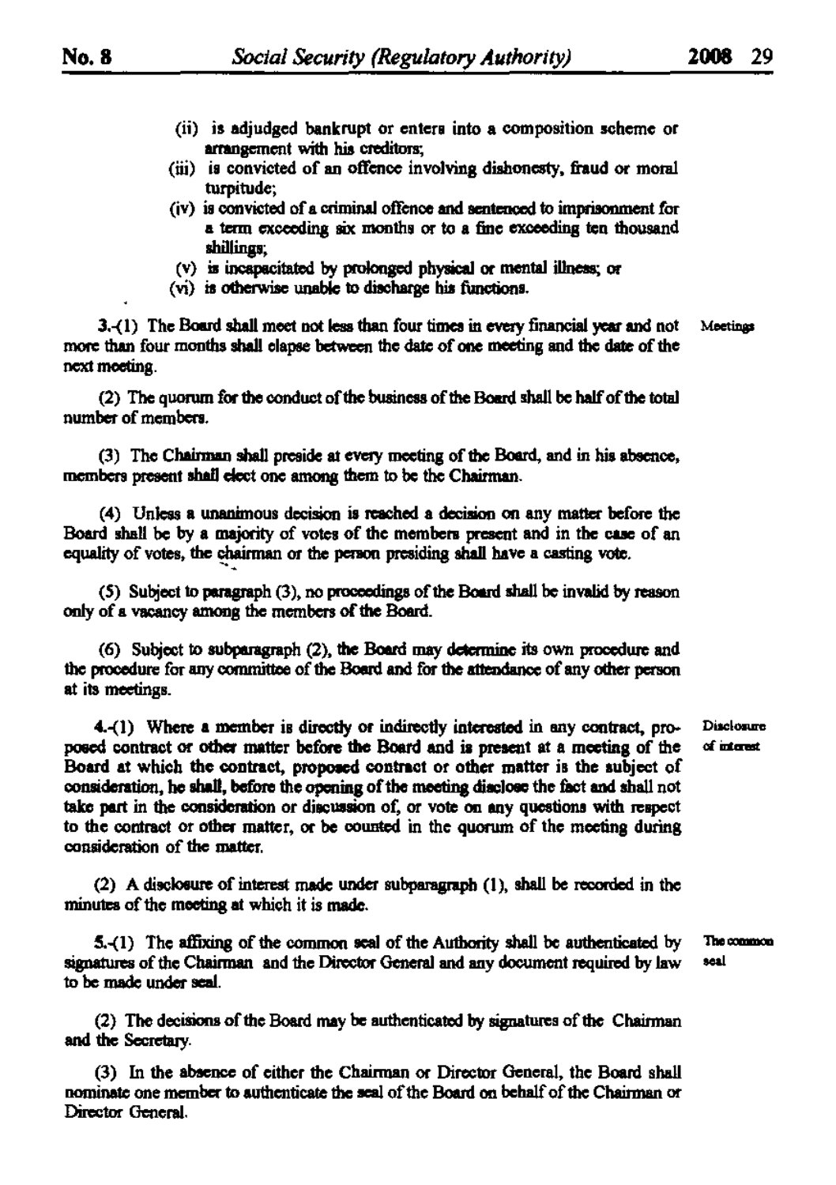(ii) is adjudged bankrupt or enters into a composition scheme or arrangement with his creditors;

(iii) is convicted of an offence involving dishonesty, fraud or moral turpitude;

(iv) is convicted of a criminal offence and sentenced to imprisonment for a term exceeding six months or to a fine exceeding ten thousand shillings;

(v) is incapacitated by prolonged physical or mental illness; or

(vi) is otherwise unable to discharge his functions.

**Meetings**

3.-(1) The Board shall meet not less than four times in every financial year and not more than four months shall elapse between the date of one meeting and the date of the next meeting.

(2) The quorum for the conduct of the business of the Board shall be half of the total number of members.

(3) The Chairman shall preside at every meeting of the Board, and in his absence, members present shall elect one among them to be the Chairman.

(4) Unless a unanimous decision is reached a decision on any matter before the Board shall be by a majority of votes of the members present and in the case of an equality of votes, the chairman or the person presiding shall have a casting vote.

(5) Subject to paragraph (3), no proceedings of the Board shall be invalid by reason only of a vacancy among the members of the Board.

(6) Subject to subparagraph (2), the Board may determine its own procedure and the procedure for any committee of the Board and for the attendance of any other person at its meetings.

**Disclosure of interest**

4.-(1) Where a member is directly or indirectly interested in any contract, proposed contract or other matter before the Board and is present at a meeting of the Board at which the contract, proposed contract or other matter is the subject of consideration, he shall, before the opening of the meeting disclose the fact and shall not take part in the consideration or discussion of, or vote on any questions with respect to the contract or other matter, or be counted in the quorum of the meeting during consideration of the matter.

(2) A disclosure of interest made under subparagraph (1), shall be recorded in the minutes of the meeting at which it is made.

**The common seal**

5.-(1) The affixing of the common seal of the Authority shall be authenticated by signatures of the Chairman and the Director General and any document required by law to be made under seal.

(2) The decisions of the Board may be authenticated by signatures of the Chairman and the Secretary.

(3) In the absence of either the Chairman or Director General, the Board shall nominate one member to authenticate the seal of the Board on behalf of the Chairman or Director General.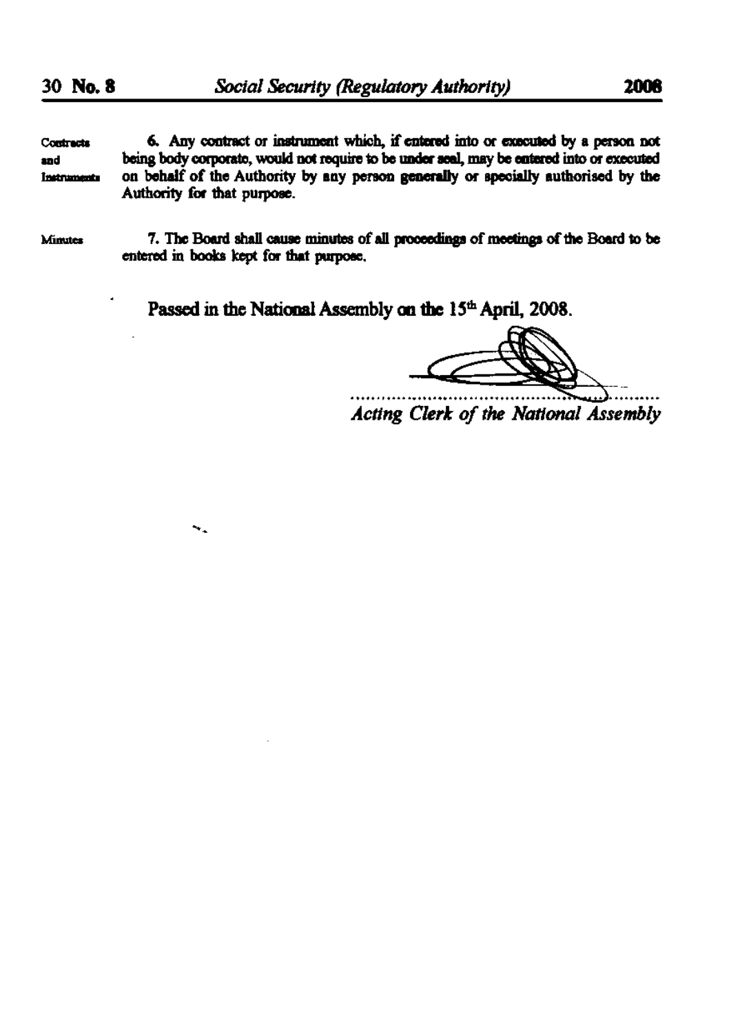**Contracts and Instruments**

6. Any contract or instrument which, if entered into or executed by a person not being body corporate, would not require to be under seal, may be entered into or executed on behalf of the Authority by any person generally or specially authorised by the Authority for that purpose.

**Minutes**

7. The Board shall cause minutes of all proceedings of meetings of the Board to be entered in books kept for that purpose.

Passed in the National Assembly on the 15th April, 2008.

.....................................................

*Acting Clerk of the National Assembly*